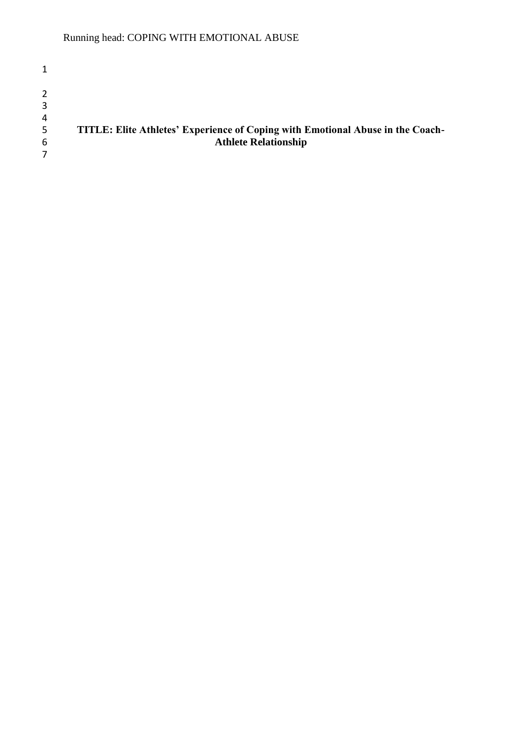**TITLE: Elite Athletes' Experience of Coping with Emotional Abuse in the Coach-Athlete Relationship**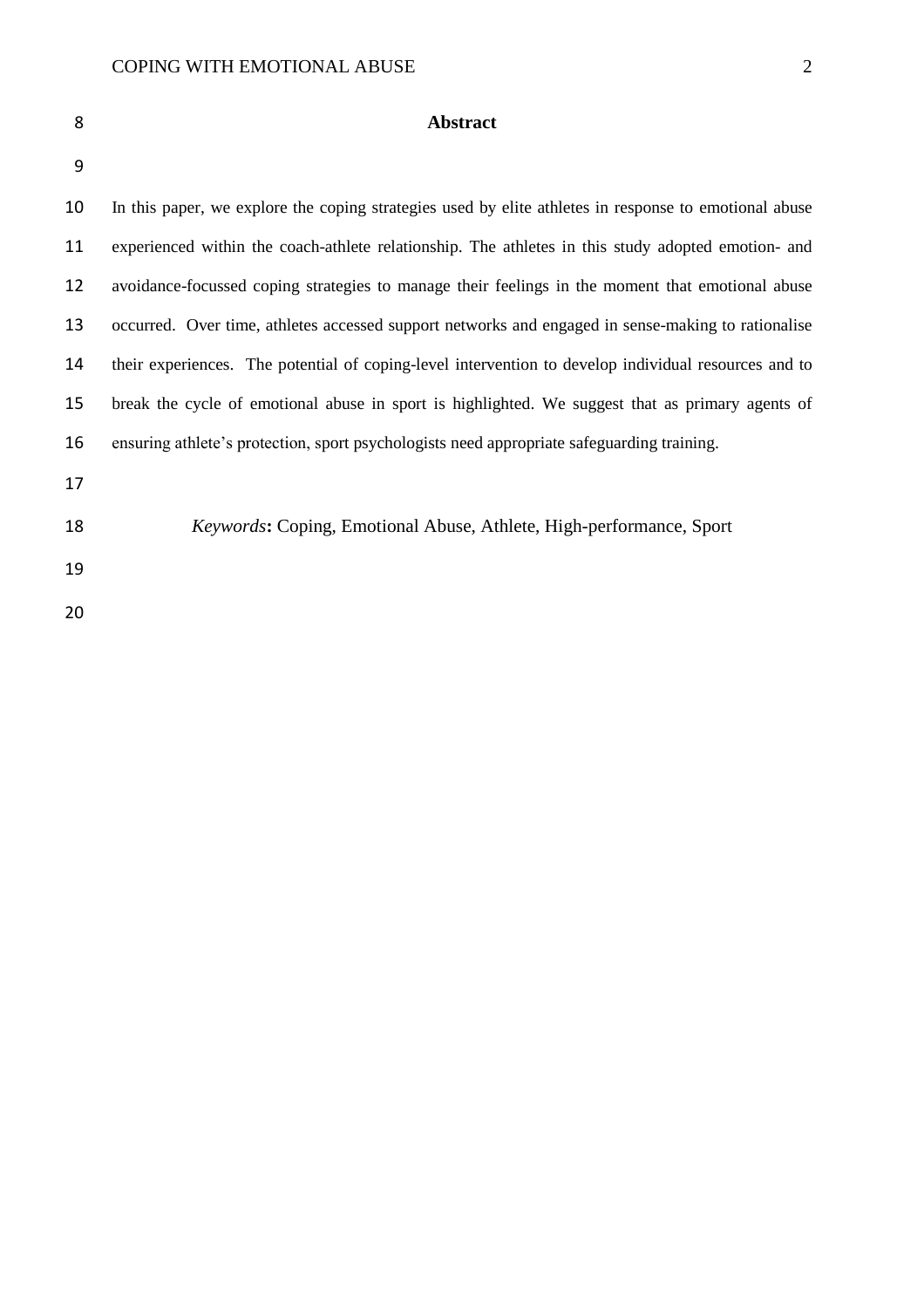## Abstract

In this paper, we explore the coping strategies used by elite athletes in response to emotional abuse experienced within the coach-athlete relationship. The athletes in this study adopted emotion- and avoidance-focussed coping strategies to manage their feelings in the moment that emotional abuse occurred. Over time, athletes accessed support networks and engaged in sense-making to rationalise their experiences. The potential of coping-level intervention to develop individual resources and to break the cycle of emotional abuse in sport is highlighted. We suggest that as primary agents of ensuring athlete's protection, sport psychologists need appropriate safeguarding training.

*Keywords*: Coping, Emotional Abuse, Athlete, High-performance, Sport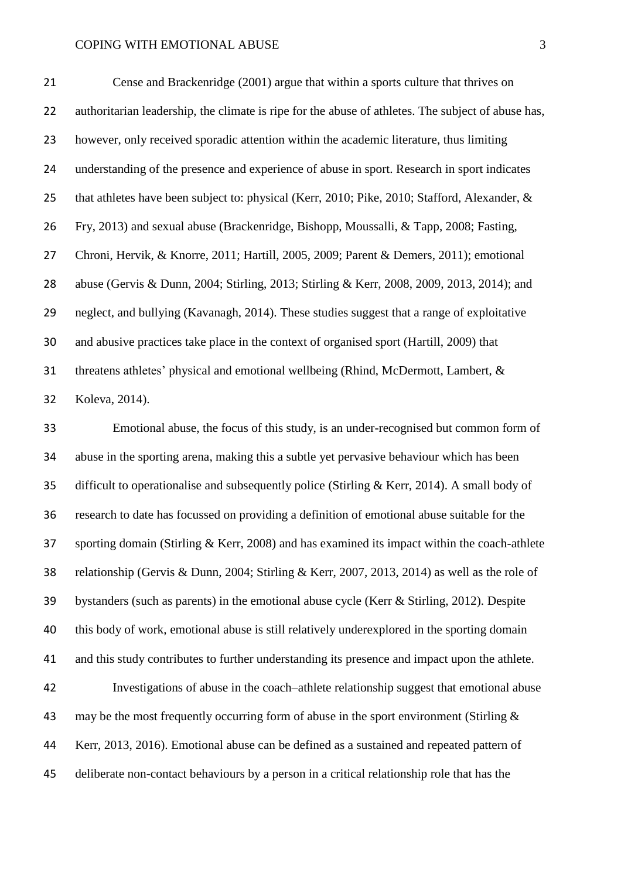Cense and Brackenridge (2001) argue that within a sports culture that thrives on authoritarian leadership, the climate is ripe for the abuse of athletes. The subject of abuse has, however, only received sporadic attention within the academic literature, thus limiting understanding of the presence and experience of abuse in sport. Research in sport indicates that athletes have been subject to: physical (Kerr, 2010; Pike, 2010; Stafford, Alexander, & Fry, 2013) and sexual abuse (Brackenridge, Bishopp, Moussalli, & Tapp, 2008; Fasting, Chroni, Hervik, & Knorre, 2011; Hartill, 2005, 2009; Parent & Demers, 2011); emotional abuse (Gervis & Dunn, 2004; Stirling, 2013; Stirling & Kerr, 2008, 2009, 2013, 2014); and neglect, and bullying (Kavanagh, 2014). These studies suggest that a range of exploitative and abusive practices take place in the context of organised sport (Hartill, 2009) that threatens athletes' physical and emotional wellbeing (Rhind, McDermott, Lambert, & Koleva, 2014).

Emotional abuse, the focus of this study, is an under-recognised but common form of abuse in the sporting arena, making this a subtle yet pervasive behaviour which has been difficult to operationalise and subsequently police (Stirling & Kerr, 2014). A small body of research to date has focussed on providing a definition of emotional abuse suitable for the sporting domain (Stirling & Kerr, 2008) and has examined its impact within the coach-athlete relationship (Gervis & Dunn, 2004; Stirling & Kerr, 2007, 2013, 2014) as well as the role of bystanders (such as parents) in the emotional abuse cycle (Kerr & Stirling, 2012). Despite this body of work, emotional abuse is still relatively underexplored in the sporting domain and this study contributes to further understanding its presence and impact upon the athlete.

Investigations of abuse in the coach–athlete relationship suggest that emotional abuse may be the most frequently occurring form of abuse in the sport environment (Stirling & Kerr, 2013, 2016). Emotional abuse can be defined as a sustained and repeated pattern of deliberate non-contact behaviours by a person in a critical relationship role that has the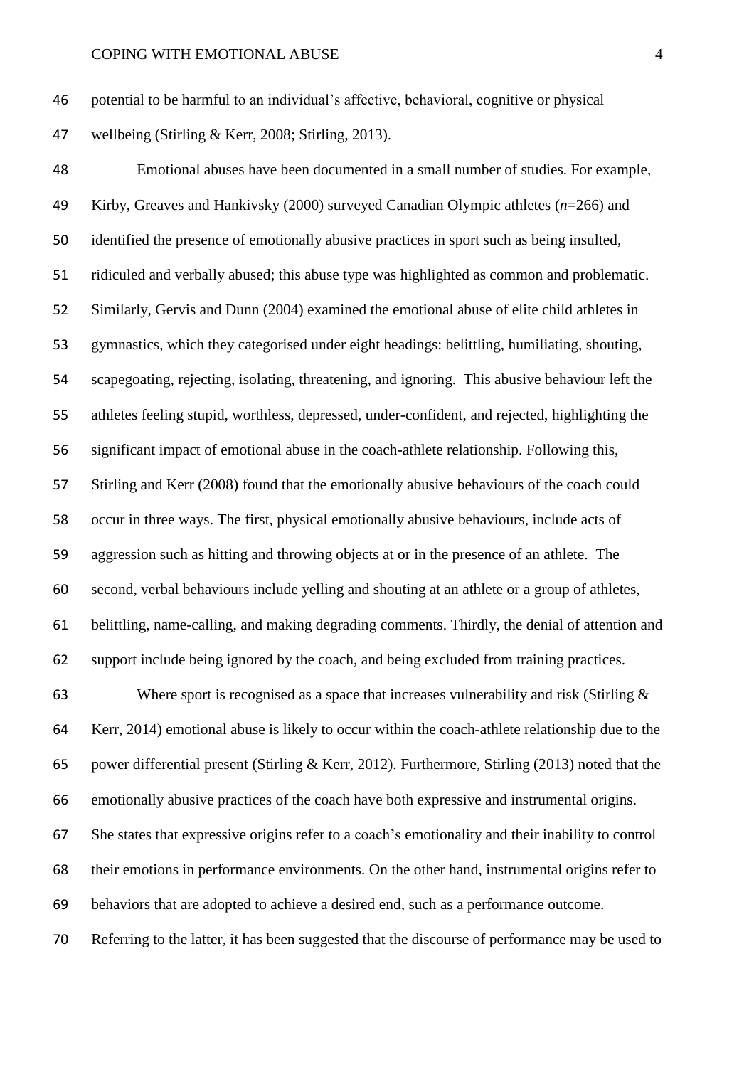potential to be harmful to an individual's affective, behavioral, cognitive or physical wellbeing (Stirling & Kerr, 2008; Stirling, 2013).

Emotional abuses have been documented in a small number of studies. For example, Kirby, Greaves and Hankivsky (2000) surveyed Canadian Olympic athletes (*n*=266) and identified the presence of emotionally abusive practices in sport such as being insulted, ridiculed and verbally abused; this abuse type was highlighted as common and problematic. Similarly, Gervis and Dunn (2004) examined the emotional abuse of elite child athletes in gymnastics, which they categorised under eight headings: belittling, humiliating, shouting, scapegoating, rejecting, isolating, threatening, and ignoring. This abusive behaviour left the athletes feeling stupid, worthless, depressed, under-confident, and rejected, highlighting the significant impact of emotional abuse in the coach-athlete relationship. Following this, Stirling and Kerr (2008) found that the emotionally abusive behaviours of the coach could occur in three ways. The first, physical emotionally abusive behaviours, include acts of aggression such as hitting and throwing objects at or in the presence of an athlete. The second, verbal behaviours include yelling and shouting at an athlete or a group of athletes, belittling, name-calling, and making degrading comments. Thirdly, the denial of attention and support include being ignored by the coach, and being excluded from training practices.

Where sport is recognised as a space that increases vulnerability and risk (Stirling & Kerr, 2014) emotional abuse is likely to occur within the coach-athlete relationship due to the power differential present (Stirling & Kerr, 2012). Furthermore, Stirling (2013) noted that the emotionally abusive practices of the coach have both expressive and instrumental origins. She states that expressive origins refer to a coach's emotionality and their inability to control their emotions in performance environments. On the other hand, instrumental origins refer to behaviors that are adopted to achieve a desired end, such as a performance outcome. Referring to the latter, it has been suggested that the discourse of performance may be used to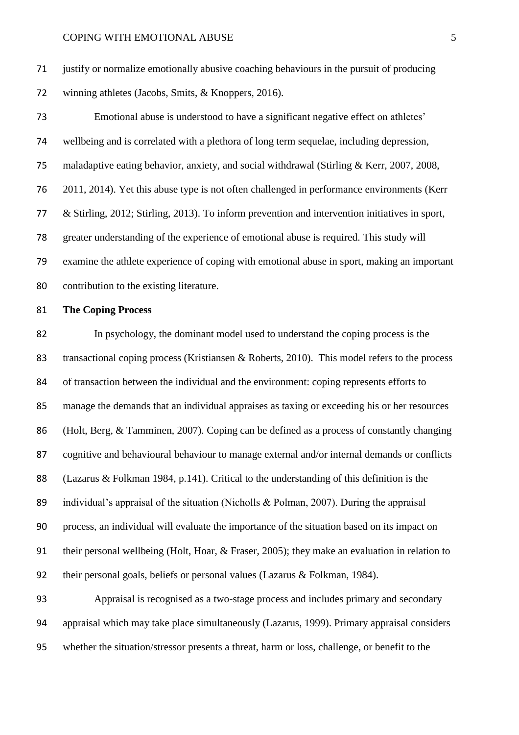justify or normalize emotionally abusive coaching behaviours in the pursuit of producing winning athletes (Jacobs, Smits, & Knoppers, 2016).

Emotional abuse is understood to have a significant negative effect on athletes' wellbeing and is correlated with a plethora of long term sequelae, including depression, maladaptive eating behavior, anxiety, and social withdrawal (Stirling & Kerr, 2007, 2008, 2011, 2014). Yet this abuse type is not often challenged in performance environments (Kerr & Stirling, 2012; Stirling, 2013). To inform prevention and intervention initiatives in sport, greater understanding of the experience of emotional abuse is required. This study will examine the athlete experience of coping with emotional abuse in sport, making an important contribution to the existing literature.

## The Coping Process

In psychology, the dominant model used to understand the coping process is the transactional coping process (Kristiansen & Roberts, 2010). This model refers to the process of transaction between the individual and the environment: coping represents efforts to manage the demands that an individual appraises as taxing or exceeding his or her resources (Holt, Berg, & Tamminen, 2007). Coping can be defined as a process of constantly changing cognitive and behavioural behaviour to manage external and/or internal demands or conflicts (Lazarus & Folkman 1984, p.141). Critical to the understanding of this definition is the individual's appraisal of the situation (Nicholls & Polman, 2007). During the appraisal process, an individual will evaluate the importance of the situation based on its impact on their personal wellbeing (Holt, Hoar, & Fraser, 2005); they make an evaluation in relation to their personal goals, beliefs or personal values (Lazarus & Folkman, 1984).

Appraisal is recognised as a two-stage process and includes primary and secondary appraisal which may take place simultaneously (Lazarus, 1999). Primary appraisal considers whether the situation/stressor presents a threat, harm or loss, challenge, or benefit to the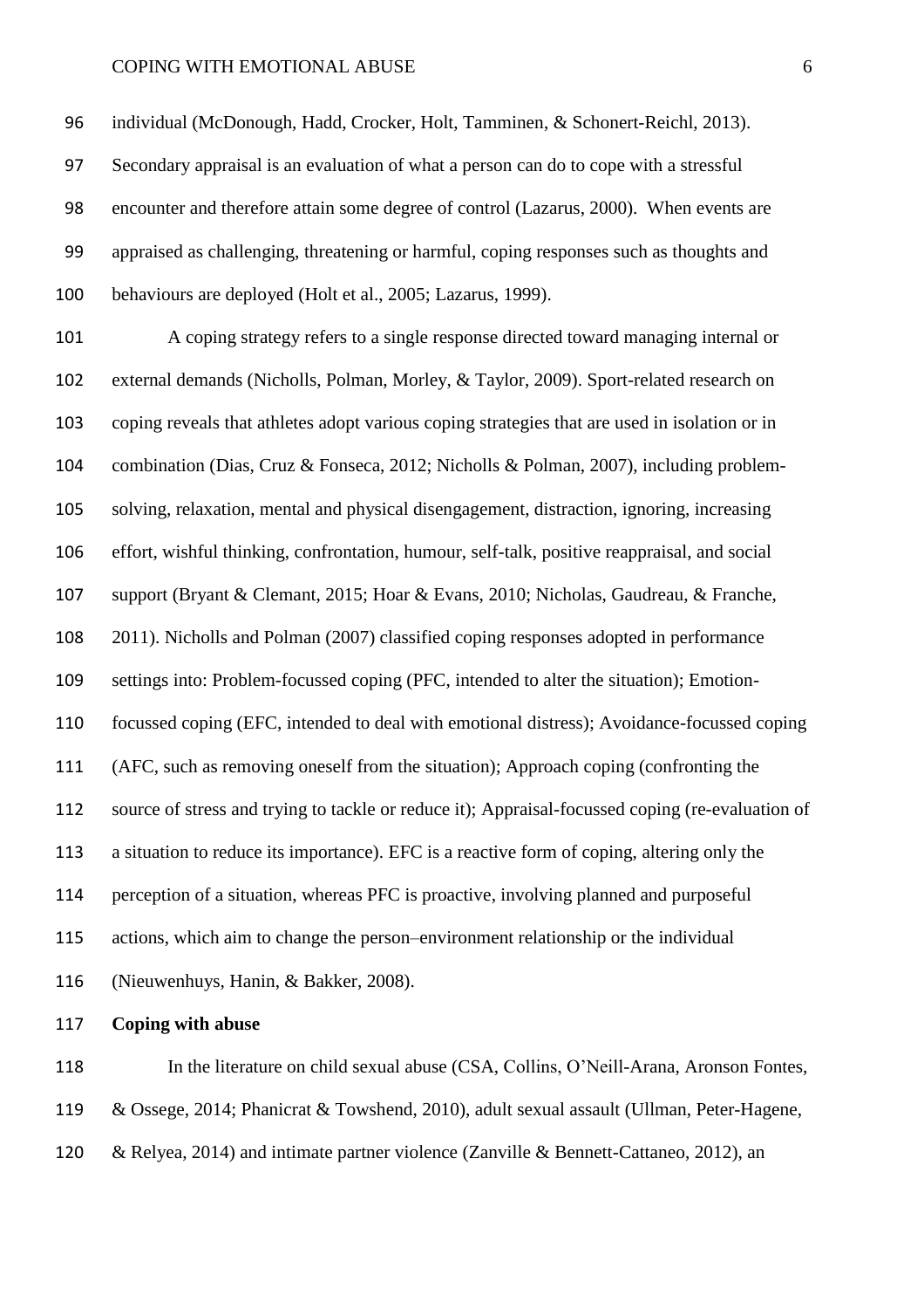individual (McDonough, Hadd, Crocker, Holt, Tamminen, & Schonert-Reichl, 2013). Secondary appraisal is an evaluation of what a person can do to cope with a stressful encounter and therefore attain some degree of control (Lazarus, 2000). When events are appraised as challenging, threatening or harmful, coping responses such as thoughts and behaviours are deployed (Holt et al., 2005; Lazarus, 1999).

A coping strategy refers to a single response directed toward managing internal or external demands (Nicholls, Polman, Morley, & Taylor, 2009). Sport-related research on coping reveals that athletes adopt various coping strategies that are used in isolation or in combination (Dias, Cruz & Fonseca, 2012; Nicholls & Polman, 2007), including problem-solving, relaxation, mental and physical disengagement, distraction, ignoring, increasing effort, wishful thinking, confrontation, humour, self-talk, positive reappraisal, and social support (Bryant & Clemant, 2015; Hoar & Evans, 2010; Nicholas, Gaudreau, & Franche, 2011). Nicholls and Polman (2007) classified coping responses adopted in performance settings into: Problem-focussed coping (PFC, intended to alter the situation); Emotion-focussed coping (EFC, intended to deal with emotional distress); Avoidance-focussed coping (AFC, such as removing oneself from the situation); Approach coping (confronting the source of stress and trying to tackle or reduce it); Appraisal-focussed coping (re-evaluation of a situation to reduce its importance). EFC is a reactive form of coping, altering only the perception of a situation, whereas PFC is proactive, involving planned and purposeful actions, which aim to change the person–environment relationship or the individual (Nieuwenhuys, Hanin, & Bakker, 2008).

**Coping with abuse**

In the literature on child sexual abuse (CSA, Collins, O'Neill-Arana, Aronson Fontes, & Ossege, 2014; Phanicrat & Towshend, 2010), adult sexual assault (Ullman, Peter-Hagene, & Relyea, 2014) and intimate partner violence (Zanville & Bennett-Cattaneo, 2012), an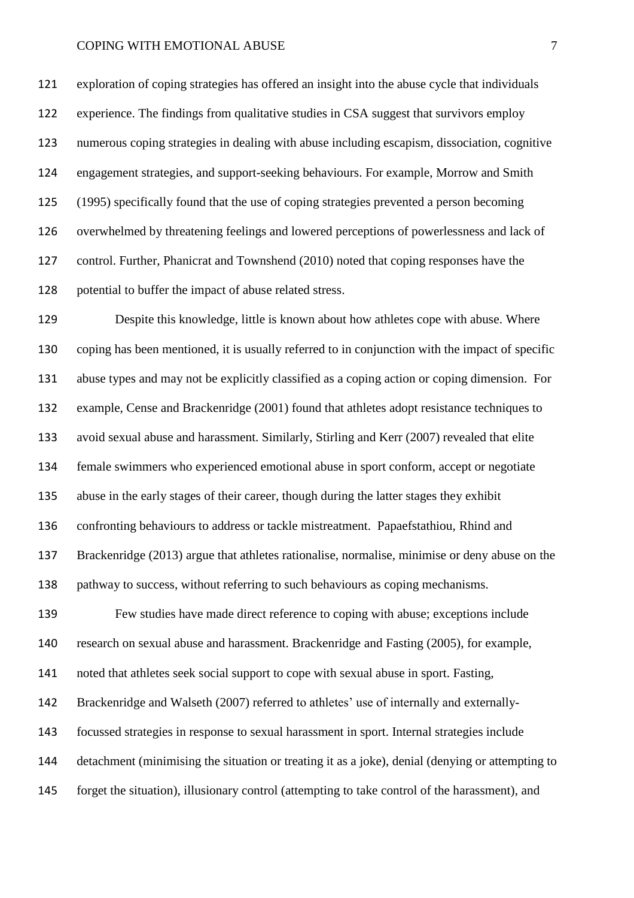exploration of coping strategies has offered an insight into the abuse cycle that individuals experience. The findings from qualitative studies in CSA suggest that survivors employ numerous coping strategies in dealing with abuse including escapism, dissociation, cognitive engagement strategies, and support-seeking behaviours. For example, Morrow and Smith (1995) specifically found that the use of coping strategies prevented a person becoming overwhelmed by threatening feelings and lowered perceptions of powerlessness and lack of control. Further, Phanicrat and Townshend (2010) noted that coping responses have the potential to buffer the impact of abuse related stress.

Despite this knowledge, little is known about how athletes cope with abuse. Where coping has been mentioned, it is usually referred to in conjunction with the impact of specific abuse types and may not be explicitly classified as a coping action or coping dimension. For example, Cense and Brackenridge (2001) found that athletes adopt resistance techniques to avoid sexual abuse and harassment. Similarly, Stirling and Kerr (2007) revealed that elite female swimmers who experienced emotional abuse in sport conform, accept or negotiate abuse in the early stages of their career, though during the latter stages they exhibit confronting behaviours to address or tackle mistreatment. Papaefstathiou, Rhind and Brackenridge (2013) argue that athletes rationalise, normalise, minimise or deny abuse on the pathway to success, without referring to such behaviours as coping mechanisms.

Few studies have made direct reference to coping with abuse; exceptions include research on sexual abuse and harassment. Brackenridge and Fasting (2005), for example, noted that athletes seek social support to cope with sexual abuse in sport. Fasting, Brackenridge and Walseth (2007) referred to athletes' use of internally and externally-focussed strategies in response to sexual harassment in sport. Internal strategies include detachment (minimising the situation or treating it as a joke), denial (denying or attempting to forget the situation), illusionary control (attempting to take control of the harassment), and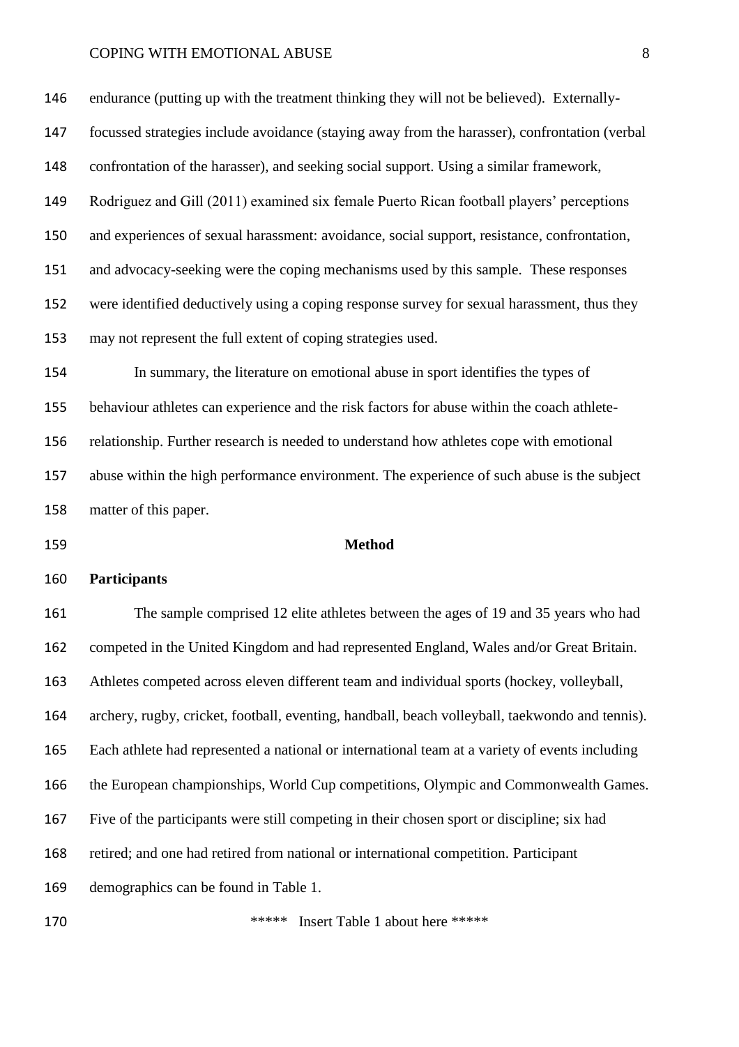endurance (putting up with the treatment thinking they will not be believed). Externally-focussed strategies include avoidance (staying away from the harasser), confrontation (verbal confrontation of the harasser), and seeking social support. Using a similar framework, Rodriguez and Gill (2011) examined six female Puerto Rican football players' perceptions and experiences of sexual harassment: avoidance, social support, resistance, confrontation, and advocacy-seeking were the coping mechanisms used by this sample. These responses were identified deductively using a coping response survey for sexual harassment, thus they may not represent the full extent of coping strategies used.

In summary, the literature on emotional abuse in sport identifies the types of behaviour athletes can experience and the risk factors for abuse within the coach athlete-relationship. Further research is needed to understand how athletes cope with emotional abuse within the high performance environment. The experience of such abuse is the subject matter of this paper.

# Method

## Participants

The sample comprised 12 elite athletes between the ages of 19 and 35 years who had competed in the United Kingdom and had represented England, Wales and/or Great Britain. Athletes competed across eleven different team and individual sports (hockey, volleyball, archery, rugby, cricket, football, eventing, handball, beach volleyball, taekwondo and tennis). Each athlete had represented a national or international team at a variety of events including the European championships, World Cup competitions, Olympic and Commonwealth Games. Five of the participants were still competing in their chosen sport or discipline; six had retired; and one had retired from national or international competition. Participant demographics can be found in Table 1.

***** Insert Table 1 about here *****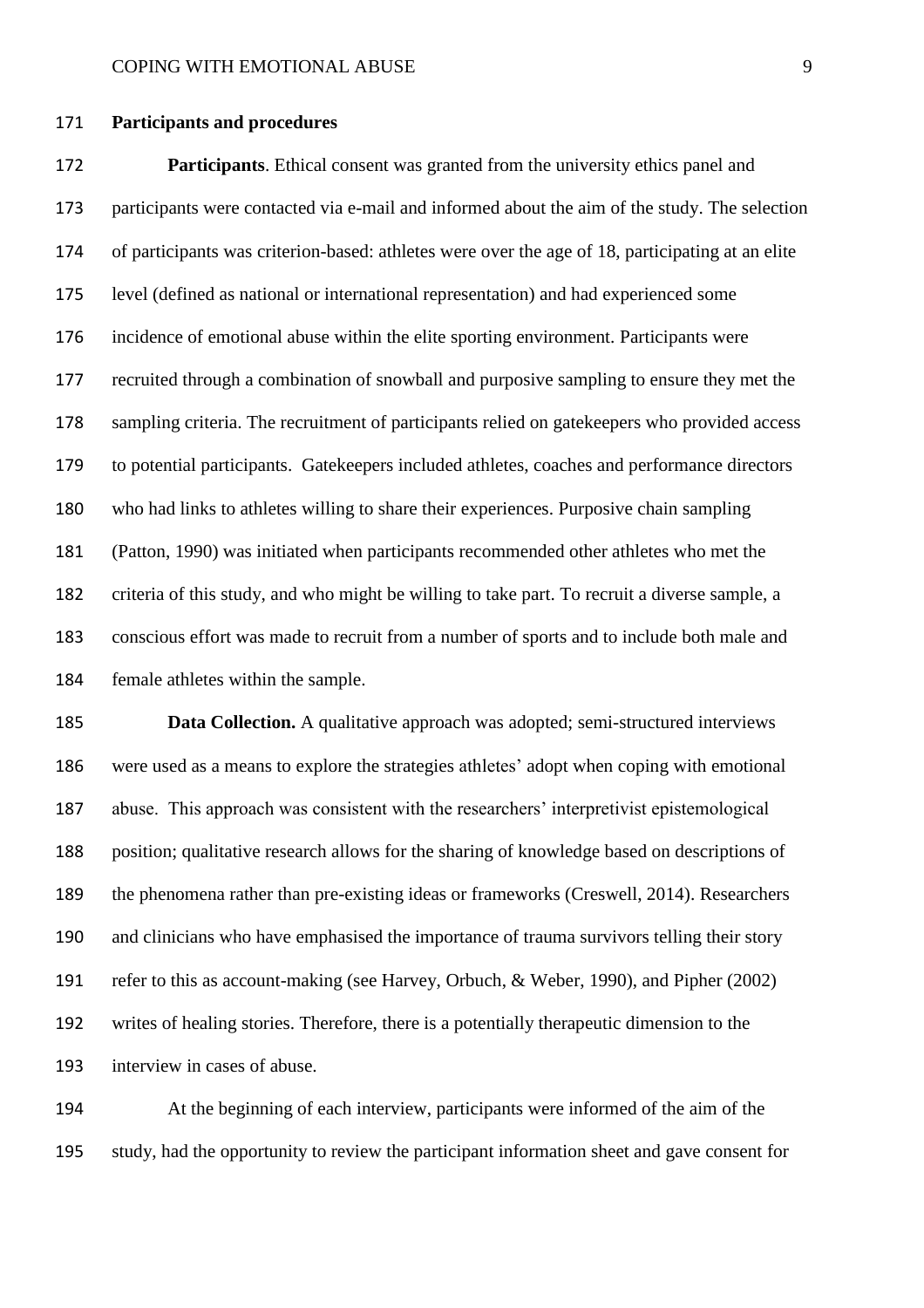**Participants and procedures**

**Participants**. Ethical consent was granted from the university ethics panel and participants were contacted via e-mail and informed about the aim of the study. The selection of participants was criterion-based: athletes were over the age of 18, participating at an elite level (defined as national or international representation) and had experienced some incidence of emotional abuse within the elite sporting environment. Participants were recruited through a combination of snowball and purposive sampling to ensure they met the sampling criteria. The recruitment of participants relied on gatekeepers who provided access to potential participants. Gatekeepers included athletes, coaches and performance directors who had links to athletes willing to share their experiences. Purposive chain sampling (Patton, 1990) was initiated when participants recommended other athletes who met the criteria of this study, and who might be willing to take part. To recruit a diverse sample, a conscious effort was made to recruit from a number of sports and to include both male and female athletes within the sample.

**Data Collection.** A qualitative approach was adopted; semi-structured interviews were used as a means to explore the strategies athletes' adopt when coping with emotional abuse. This approach was consistent with the researchers' interpretivist epistemological position; qualitative research allows for the sharing of knowledge based on descriptions of the phenomena rather than pre-existing ideas or frameworks (Creswell, 2014). Researchers and clinicians who have emphasised the importance of trauma survivors telling their story refer to this as account-making (see Harvey, Orbuch, & Weber, 1990), and Pipher (2002) writes of healing stories. Therefore, there is a potentially therapeutic dimension to the interview in cases of abuse.

At the beginning of each interview, participants were informed of the aim of the study, had the opportunity to review the participant information sheet and gave consent for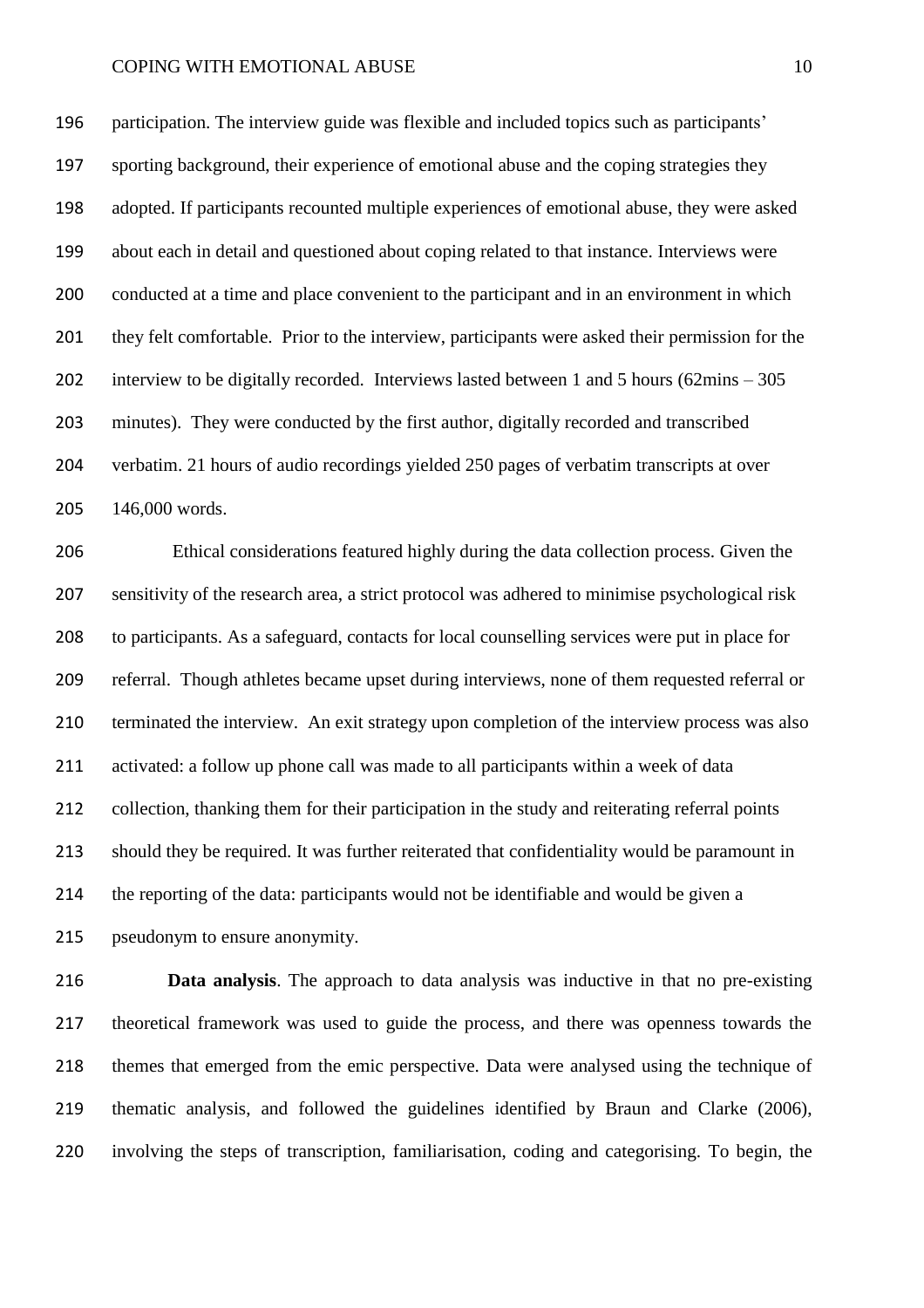participation. The interview guide was flexible and included topics such as participants' sporting background, their experience of emotional abuse and the coping strategies they adopted. If participants recounted multiple experiences of emotional abuse, they were asked about each in detail and questioned about coping related to that instance. Interviews were conducted at a time and place convenient to the participant and in an environment in which they felt comfortable. Prior to the interview, participants were asked their permission for the interview to be digitally recorded. Interviews lasted between 1 and 5 hours (62mins – 305 minutes). They were conducted by the first author, digitally recorded and transcribed verbatim. 21 hours of audio recordings yielded 250 pages of verbatim transcripts at over 146,000 words.

Ethical considerations featured highly during the data collection process. Given the sensitivity of the research area, a strict protocol was adhered to minimise psychological risk to participants. As a safeguard, contacts for local counselling services were put in place for referral. Though athletes became upset during interviews, none of them requested referral or terminated the interview. An exit strategy upon completion of the interview process was also activated: a follow up phone call was made to all participants within a week of data collection, thanking them for their participation in the study and reiterating referral points should they be required. It was further reiterated that confidentiality would be paramount in the reporting of the data: participants would not be identifiable and would be given a pseudonym to ensure anonymity.

**Data analysis**. The approach to data analysis was inductive in that no pre-existing theoretical framework was used to guide the process, and there was openness towards the themes that emerged from the emic perspective. Data were analysed using the technique of thematic analysis, and followed the guidelines identified by Braun and Clarke (2006), involving the steps of transcription, familiarisation, coding and categorising. To begin, the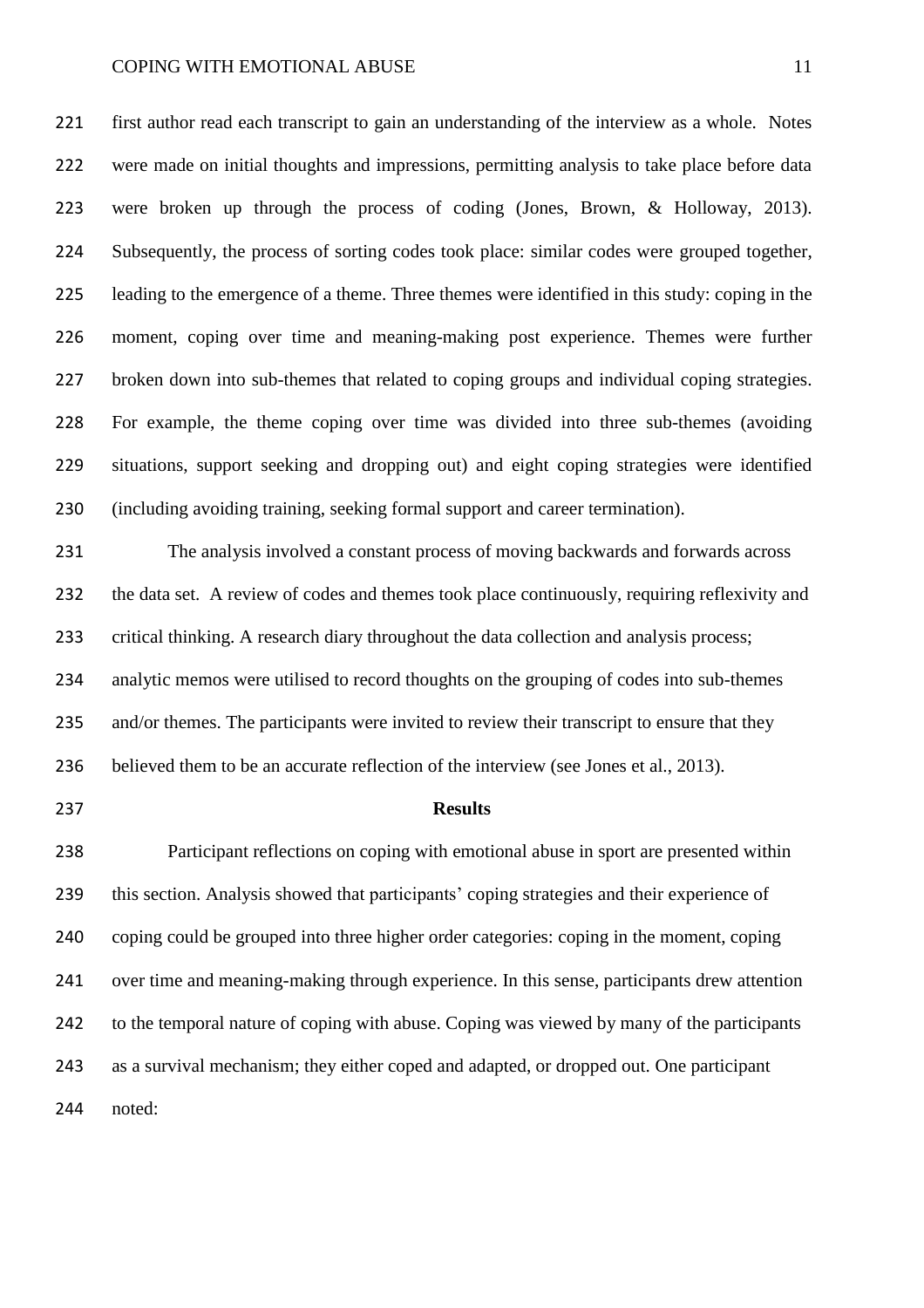first author read each transcript to gain an understanding of the interview as a whole. Notes were made on initial thoughts and impressions, permitting analysis to take place before data were broken up through the process of coding (Jones, Brown, & Holloway, 2013). Subsequently, the process of sorting codes took place: similar codes were grouped together, leading to the emergence of a theme. Three themes were identified in this study: coping in the moment, coping over time and meaning-making post experience. Themes were further broken down into sub-themes that related to coping groups and individual coping strategies. For example, the theme coping over time was divided into three sub-themes (avoiding situations, support seeking and dropping out) and eight coping strategies were identified (including avoiding training, seeking formal support and career termination).

The analysis involved a constant process of moving backwards and forwards across the data set. A review of codes and themes took place continuously, requiring reflexivity and critical thinking. A research diary throughout the data collection and analysis process; analytic memos were utilised to record thoughts on the grouping of codes into sub-themes and/or themes. The participants were invited to review their transcript to ensure that they believed them to be an accurate reflection of the interview (see Jones et al., 2013).

## Results

Participant reflections on coping with emotional abuse in sport are presented within this section. Analysis showed that participants' coping strategies and their experience of coping could be grouped into three higher order categories: coping in the moment, coping over time and meaning-making through experience. In this sense, participants drew attention to the temporal nature of coping with abuse. Coping was viewed by many of the participants as a survival mechanism; they either coped and adapted, or dropped out. One participant noted: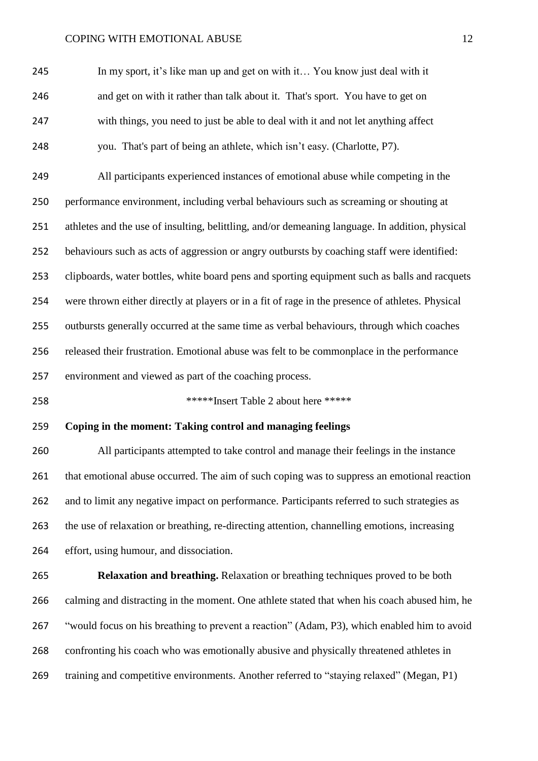> In my sport, it's like man up and get on with it… You know just deal with it and get on with it rather than talk about it. That's sport. You have to get on with things, you need to just be able to deal with it and not let anything affect you. That's part of being an athlete, which isn't easy. (Charlotte, P7).

All participants experienced instances of emotional abuse while competing in the performance environment, including verbal behaviours such as screaming or shouting at athletes and the use of insulting, belittling, and/or demeaning language. In addition, physical behaviours such as acts of aggression or angry outbursts by coaching staff were identified: clipboards, water bottles, white board pens and sporting equipment such as balls and racquets were thrown either directly at players or in a fit of rage in the presence of athletes. Physical outbursts generally occurred at the same time as verbal behaviours, through which coaches released their frustration. Emotional abuse was felt to be commonplace in the performance environment and viewed as part of the coaching process.

*****Insert Table 2 about here *****

**Coping in the moment: Taking control and managing feelings**

All participants attempted to take control and manage their feelings in the instance that emotional abuse occurred. The aim of such coping was to suppress an emotional reaction and to limit any negative impact on performance. Participants referred to such strategies as the use of relaxation or breathing, re-directing attention, channelling emotions, increasing effort, using humour, and dissociation.

**Relaxation and breathing.** Relaxation or breathing techniques proved to be both calming and distracting in the moment. One athlete stated that when his coach abused him, he "would focus on his breathing to prevent a reaction" (Adam, P3), which enabled him to avoid confronting his coach who was emotionally abusive and physically threatened athletes in training and competitive environments. Another referred to "staying relaxed" (Megan, P1)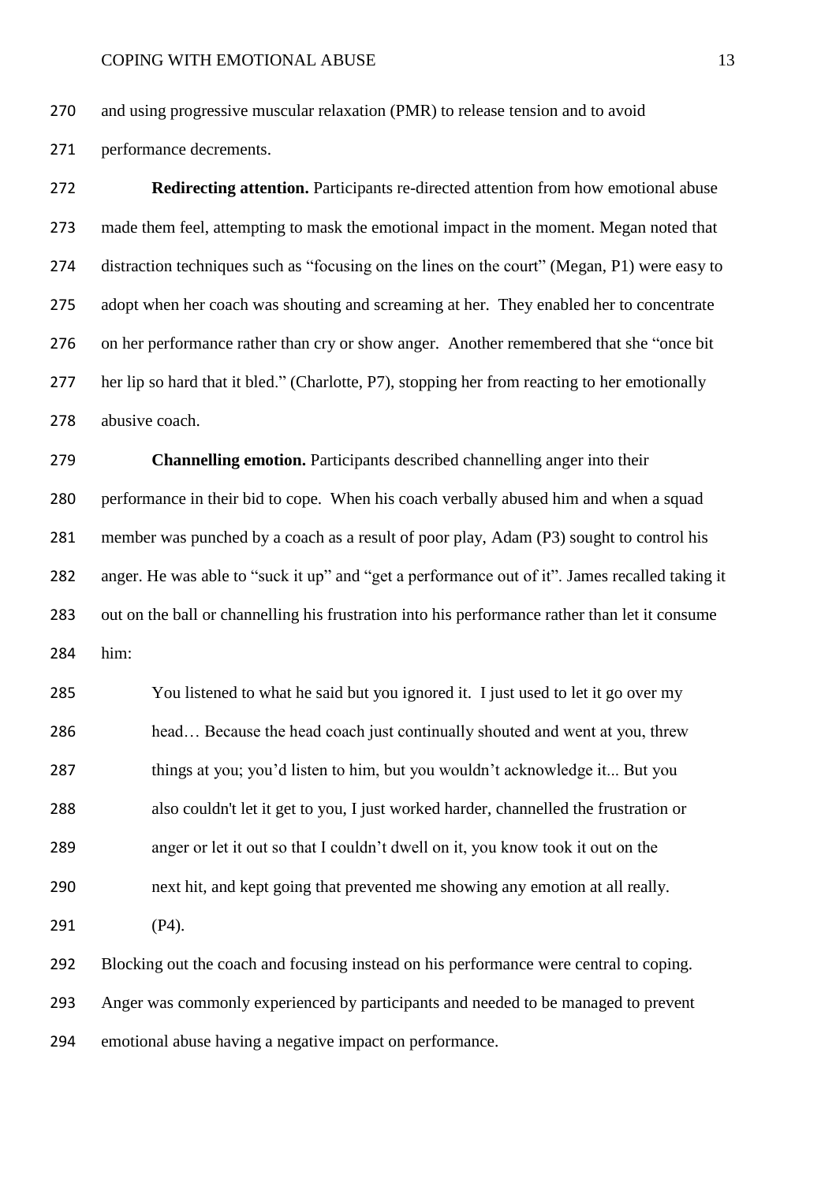and using progressive muscular relaxation (PMR) to release tension and to avoid performance decrements.

**Redirecting attention.** Participants re-directed attention from how emotional abuse made them feel, attempting to mask the emotional impact in the moment. Megan noted that distraction techniques such as "focusing on the lines on the court" (Megan, P1) were easy to adopt when her coach was shouting and screaming at her. They enabled her to concentrate on her performance rather than cry or show anger. Another remembered that she "once bit her lip so hard that it bled." (Charlotte, P7), stopping her from reacting to her emotionally abusive coach.

**Channelling emotion.** Participants described channelling anger into their performance in their bid to cope. When his coach verbally abused him and when a squad member was punched by a coach as a result of poor play, Adam (P3) sought to control his anger. He was able to "suck it up" and "get a performance out of it". James recalled taking it out on the ball or channelling his frustration into his performance rather than let it consume him:

> You listened to what he said but you ignored it. I just used to let it go over my head… Because the head coach just continually shouted and went at you, threw things at you; you'd listen to him, but you wouldn't acknowledge it... But you also couldn't let it get to you, I just worked harder, channelled the frustration or anger or let it out so that I couldn't dwell on it, you know took it out on the next hit, and kept going that prevented me showing any emotion at all really. (P4).

Blocking out the coach and focusing instead on his performance were central to coping. Anger was commonly experienced by participants and needed to be managed to prevent emotional abuse having a negative impact on performance.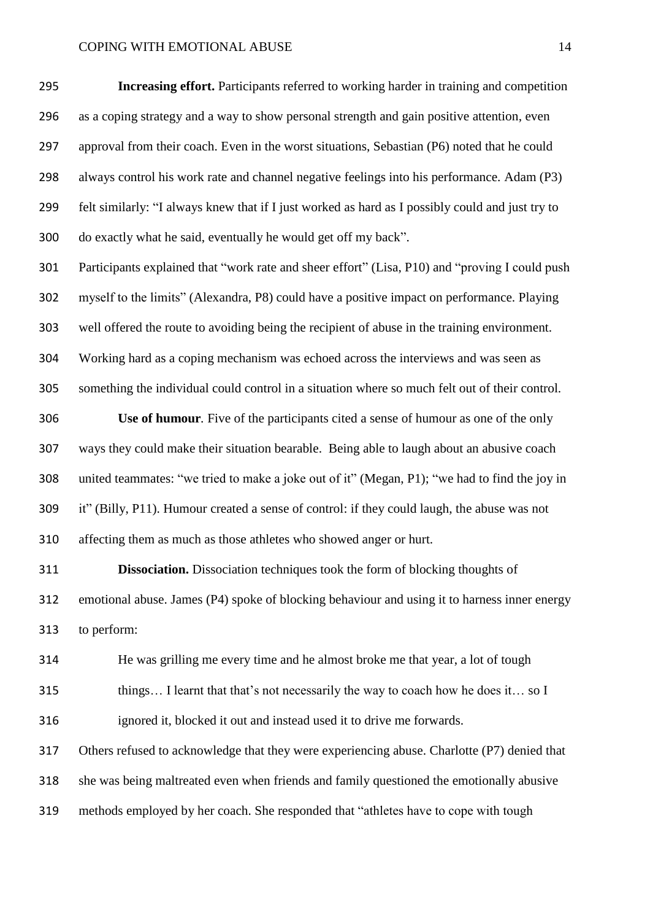**Increasing effort.** Participants referred to working harder in training and competition as a coping strategy and a way to show personal strength and gain positive attention, even approval from their coach. Even in the worst situations, Sebastian (P6) noted that he could always control his work rate and channel negative feelings into his performance. Adam (P3) felt similarly: "I always knew that if I just worked as hard as I possibly could and just try to do exactly what he said, eventually he would get off my back".

Participants explained that "work rate and sheer effort" (Lisa, P10) and "proving I could push myself to the limits" (Alexandra, P8) could have a positive impact on performance. Playing well offered the route to avoiding being the recipient of abuse in the training environment. Working hard as a coping mechanism was echoed across the interviews and was seen as something the individual could control in a situation where so much felt out of their control.

**Use of humour**. Five of the participants cited a sense of humour as one of the only ways they could make their situation bearable. Being able to laugh about an abusive coach united teammates: "we tried to make a joke out of it" (Megan, P1); "we had to find the joy in it" (Billy, P11). Humour created a sense of control: if they could laugh, the abuse was not affecting them as much as those athletes who showed anger or hurt.

**Dissociation.** Dissociation techniques took the form of blocking thoughts of emotional abuse. James (P4) spoke of blocking behaviour and using it to harness inner energy to perform:

> He was grilling me every time and he almost broke me that year, a lot of tough things… I learnt that that's not necessarily the way to coach how he does it… so I ignored it, blocked it out and instead used it to drive me forwards.

Others refused to acknowledge that they were experiencing abuse. Charlotte (P7) denied that she was being maltreated even when friends and family questioned the emotionally abusive methods employed by her coach. She responded that "athletes have to cope with tough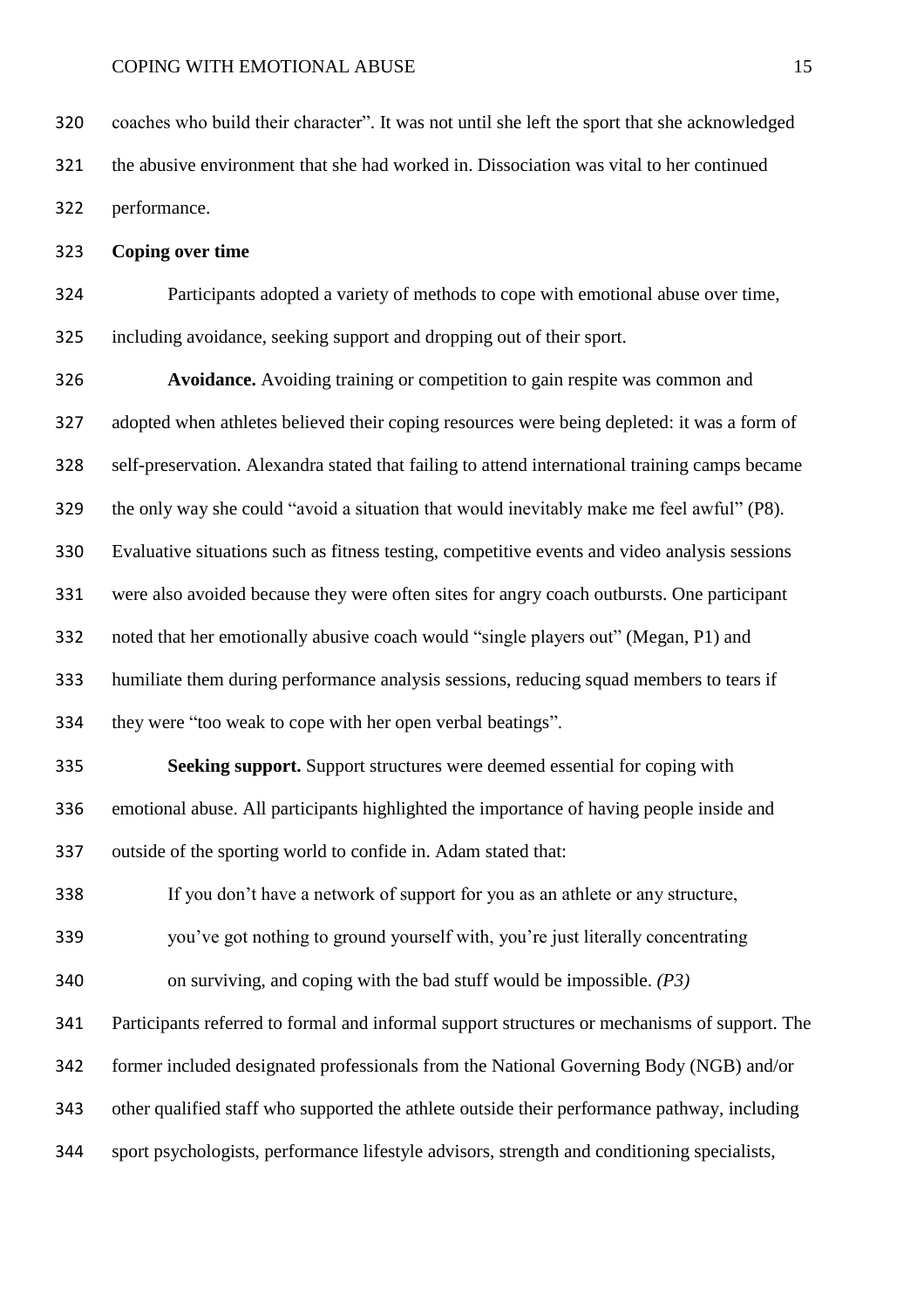coaches who build their character". It was not until she left the sport that she acknowledged the abusive environment that she had worked in. Dissociation was vital to her continued performance.

### Coping over time

Participants adopted a variety of methods to cope with emotional abuse over time, including avoidance, seeking support and dropping out of their sport.

**Avoidance.** Avoiding training or competition to gain respite was common and adopted when athletes believed their coping resources were being depleted: it was a form of self-preservation. Alexandra stated that failing to attend international training camps became the only way she could "avoid a situation that would inevitably make me feel awful" (P8). Evaluative situations such as fitness testing, competitive events and video analysis sessions were also avoided because they were often sites for angry coach outbursts. One participant noted that her emotionally abusive coach would "single players out" (Megan, P1) and humiliate them during performance analysis sessions, reducing squad members to tears if they were "too weak to cope with her open verbal beatings".

**Seeking support.** Support structures were deemed essential for coping with emotional abuse. All participants highlighted the importance of having people inside and outside of the sporting world to confide in. Adam stated that:

> If you don't have a network of support for you as an athlete or any structure, you've got nothing to ground yourself with, you're just literally concentrating on surviving, and coping with the bad stuff would be impossible. *(P3)*

Participants referred to formal and informal support structures or mechanisms of support. The former included designated professionals from the National Governing Body (NGB) and/or other qualified staff who supported the athlete outside their performance pathway, including sport psychologists, performance lifestyle advisors, strength and conditioning specialists,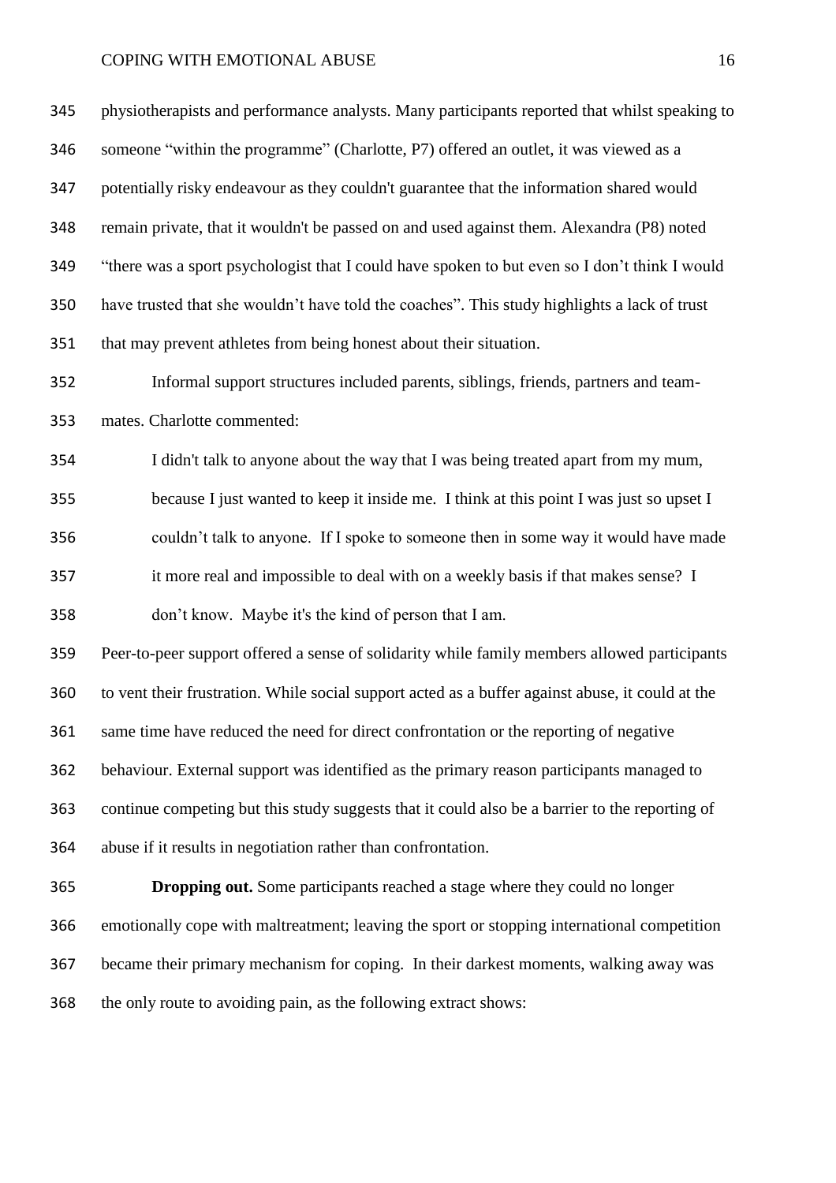physiotherapists and performance analysts. Many participants reported that whilst speaking to someone "within the programme" (Charlotte, P7) offered an outlet, it was viewed as a potentially risky endeavour as they couldn't guarantee that the information shared would remain private, that it wouldn't be passed on and used against them. Alexandra (P8) noted "there was a sport psychologist that I could have spoken to but even so I don't think I would have trusted that she wouldn't have told the coaches". This study highlights a lack of trust that may prevent athletes from being honest about their situation.

Informal support structures included parents, siblings, friends, partners and team-mates. Charlotte commented:

> I didn't talk to anyone about the way that I was being treated apart from my mum, because I just wanted to keep it inside me. I think at this point I was just so upset I couldn't talk to anyone. If I spoke to someone then in some way it would have made it more real and impossible to deal with on a weekly basis if that makes sense? I don't know. Maybe it's the kind of person that I am.

Peer-to-peer support offered a sense of solidarity while family members allowed participants to vent their frustration. While social support acted as a buffer against abuse, it could at the same time have reduced the need for direct confrontation or the reporting of negative behaviour. External support was identified as the primary reason participants managed to continue competing but this study suggests that it could also be a barrier to the reporting of abuse if it results in negotiation rather than confrontation.

**Dropping out.** Some participants reached a stage where they could no longer emotionally cope with maltreatment; leaving the sport or stopping international competition became their primary mechanism for coping. In their darkest moments, walking away was the only route to avoiding pain, as the following extract shows: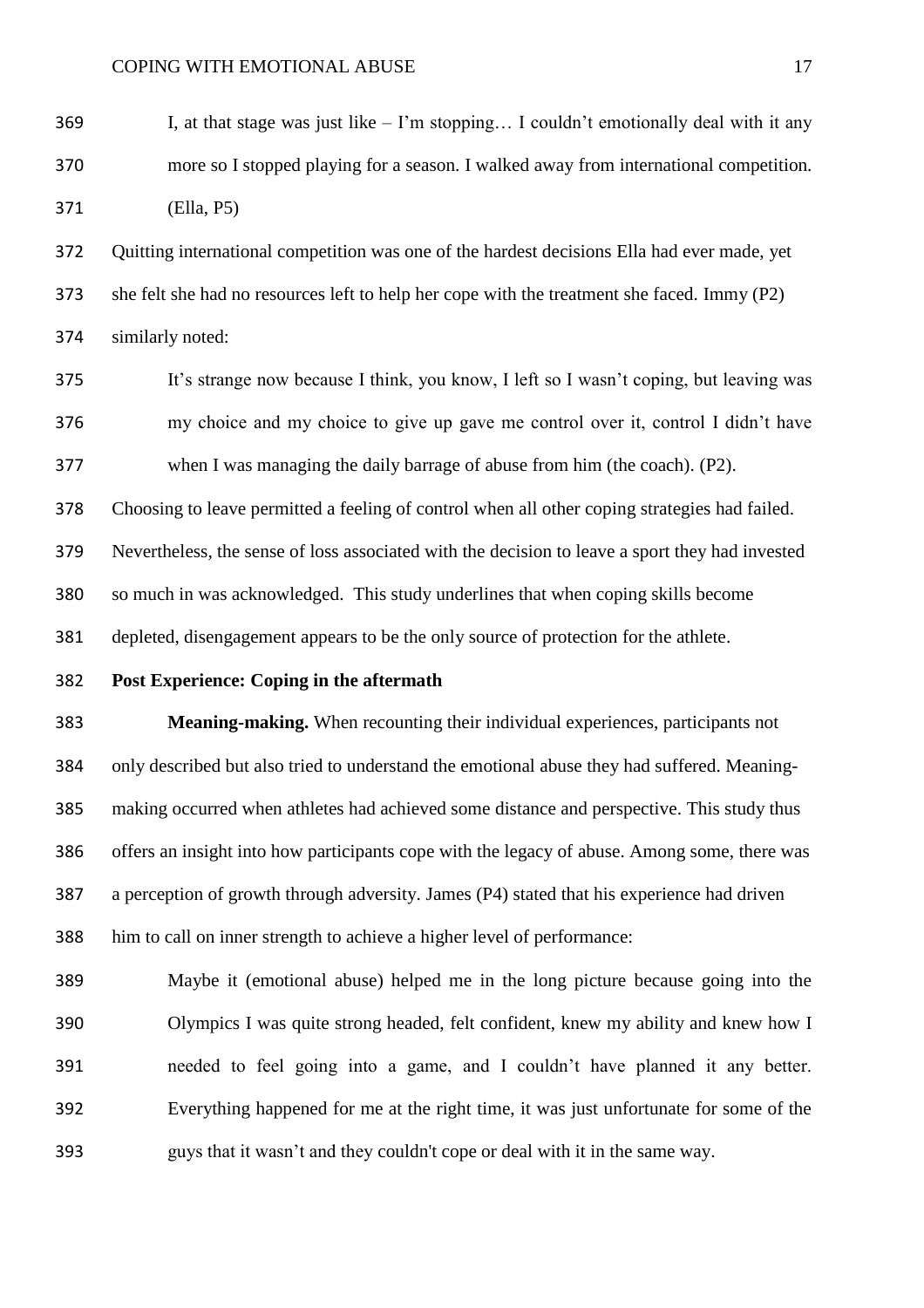> I, at that stage was just like – I'm stopping… I couldn't emotionally deal with it any more so I stopped playing for a season. I walked away from international competition. (Ella, P5)

Quitting international competition was one of the hardest decisions Ella had ever made, yet she felt she had no resources left to help her cope with the treatment she faced. Immy (P2) similarly noted:

> It's strange now because I think, you know, I left so I wasn't coping, but leaving was my choice and my choice to give up gave me control over it, control I didn't have when I was managing the daily barrage of abuse from him (the coach). (P2).

Choosing to leave permitted a feeling of control when all other coping strategies had failed. Nevertheless, the sense of loss associated with the decision to leave a sport they had invested so much in was acknowledged. This study underlines that when coping skills become depleted, disengagement appears to be the only source of protection for the athlete.

**Post Experience: Coping in the aftermath**

**Meaning-making.** When recounting their individual experiences, participants not only described but also tried to understand the emotional abuse they had suffered. Meaning-making occurred when athletes had achieved some distance and perspective. This study thus offers an insight into how participants cope with the legacy of abuse. Among some, there was a perception of growth through adversity. James (P4) stated that his experience had driven him to call on inner strength to achieve a higher level of performance:

> Maybe it (emotional abuse) helped me in the long picture because going into the Olympics I was quite strong headed, felt confident, knew my ability and knew how I needed to feel going into a game, and I couldn't have planned it any better. Everything happened for me at the right time, it was just unfortunate for some of the guys that it wasn't and they couldn't cope or deal with it in the same way.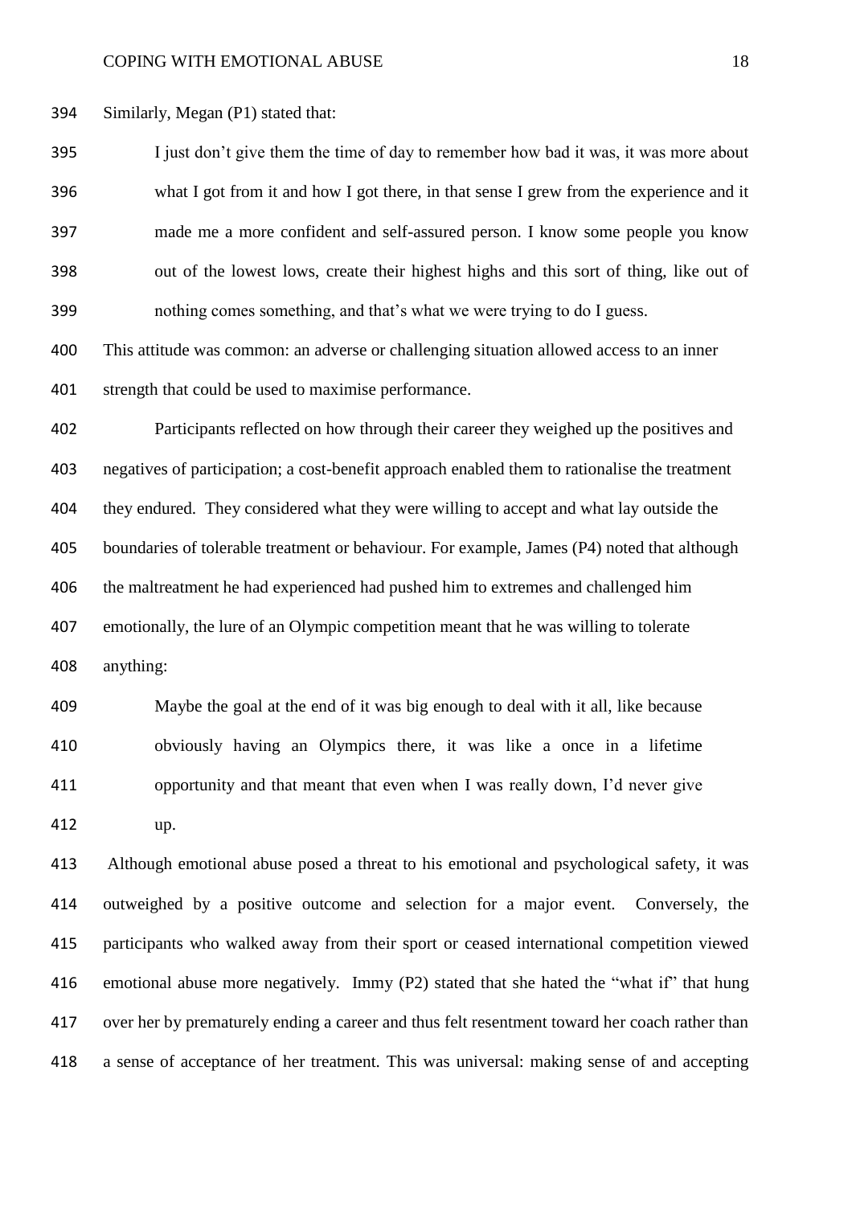Similarly, Megan (P1) stated that:

> I just don't give them the time of day to remember how bad it was, it was more about what I got from it and how I got there, in that sense I grew from the experience and it made me a more confident and self-assured person. I know some people you know out of the lowest lows, create their highest highs and this sort of thing, like out of nothing comes something, and that's what we were trying to do I guess.

This attitude was common: an adverse or challenging situation allowed access to an inner strength that could be used to maximise performance.

Participants reflected on how through their career they weighed up the positives and negatives of participation; a cost-benefit approach enabled them to rationalise the treatment they endured. They considered what they were willing to accept and what lay outside the boundaries of tolerable treatment or behaviour. For example, James (P4) noted that although the maltreatment he had experienced had pushed him to extremes and challenged him emotionally, the lure of an Olympic competition meant that he was willing to tolerate anything:

> Maybe the goal at the end of it was big enough to deal with it all, like because obviously having an Olympics there, it was like a once in a lifetime opportunity and that meant that even when I was really down, I'd never give up.

Although emotional abuse posed a threat to his emotional and psychological safety, it was outweighed by a positive outcome and selection for a major event. Conversely, the participants who walked away from their sport or ceased international competition viewed emotional abuse more negatively. Immy (P2) stated that she hated the "what if" that hung over her by prematurely ending a career and thus felt resentment toward her coach rather than a sense of acceptance of her treatment. This was universal: making sense of and accepting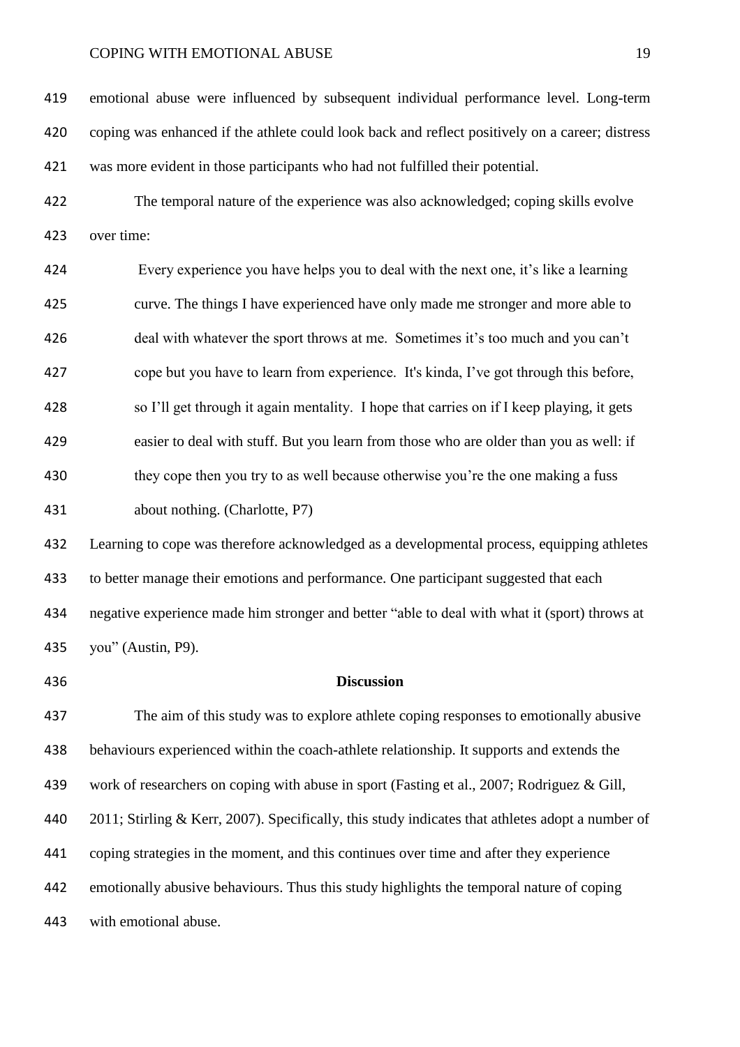emotional abuse were influenced by subsequent individual performance level. Long-term coping was enhanced if the athlete could look back and reflect positively on a career; distress was more evident in those participants who had not fulfilled their potential.

The temporal nature of the experience was also acknowledged; coping skills evolve over time:

> Every experience you have helps you to deal with the next one, it's like a learning curve. The things I have experienced have only made me stronger and more able to deal with whatever the sport throws at me. Sometimes it's too much and you can't cope but you have to learn from experience. It's kinda, I've got through this before, so I'll get through it again mentality. I hope that carries on if I keep playing, it gets easier to deal with stuff. But you learn from those who are older than you as well: if they cope then you try to as well because otherwise you're the one making a fuss about nothing. (Charlotte, P7)

Learning to cope was therefore acknowledged as a developmental process, equipping athletes to better manage their emotions and performance. One participant suggested that each negative experience made him stronger and better "able to deal with what it (sport) throws at you" (Austin, P9).

## Discussion

The aim of this study was to explore athlete coping responses to emotionally abusive behaviours experienced within the coach-athlete relationship. It supports and extends the work of researchers on coping with abuse in sport (Fasting et al., 2007; Rodriguez & Gill, 2011; Stirling & Kerr, 2007). Specifically, this study indicates that athletes adopt a number of coping strategies in the moment, and this continues over time and after they experience emotionally abusive behaviours. Thus this study highlights the temporal nature of coping with emotional abuse.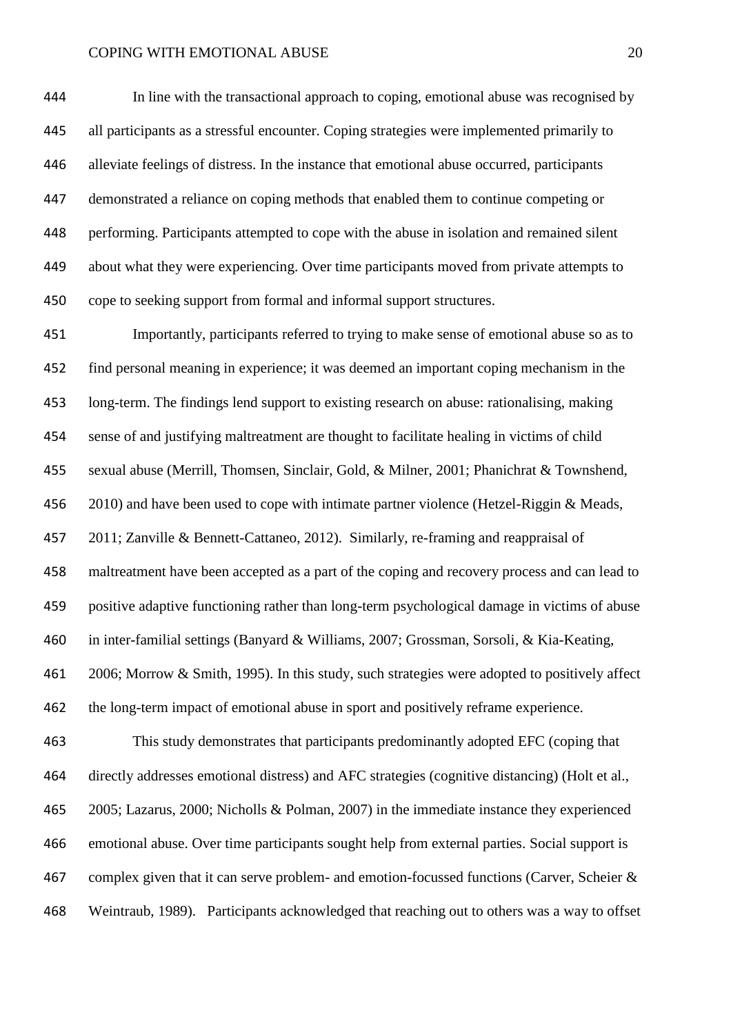In line with the transactional approach to coping, emotional abuse was recognised by all participants as a stressful encounter. Coping strategies were implemented primarily to alleviate feelings of distress. In the instance that emotional abuse occurred, participants demonstrated a reliance on coping methods that enabled them to continue competing or performing. Participants attempted to cope with the abuse in isolation and remained silent about what they were experiencing. Over time participants moved from private attempts to cope to seeking support from formal and informal support structures.

Importantly, participants referred to trying to make sense of emotional abuse so as to find personal meaning in experience; it was deemed an important coping mechanism in the long-term. The findings lend support to existing research on abuse: rationalising, making sense of and justifying maltreatment are thought to facilitate healing in victims of child sexual abuse (Merrill, Thomsen, Sinclair, Gold, & Milner, 2001; Phanichrat & Townshend, 2010) and have been used to cope with intimate partner violence (Hetzel-Riggin & Meads, 2011; Zanville & Bennett-Cattaneo, 2012). Similarly, re-framing and reappraisal of maltreatment have been accepted as a part of the coping and recovery process and can lead to positive adaptive functioning rather than long-term psychological damage in victims of abuse in inter-familial settings (Banyard & Williams, 2007; Grossman, Sorsoli, & Kia-Keating, 2006; Morrow & Smith, 1995). In this study, such strategies were adopted to positively affect the long-term impact of emotional abuse in sport and positively reframe experience.

This study demonstrates that participants predominantly adopted EFC (coping that directly addresses emotional distress) and AFC strategies (cognitive distancing) (Holt et al., 2005; Lazarus, 2000; Nicholls & Polman, 2007) in the immediate instance they experienced emotional abuse. Over time participants sought help from external parties. Social support is complex given that it can serve problem- and emotion-focussed functions (Carver, Scheier & Weintraub, 1989). Participants acknowledged that reaching out to others was a way to offset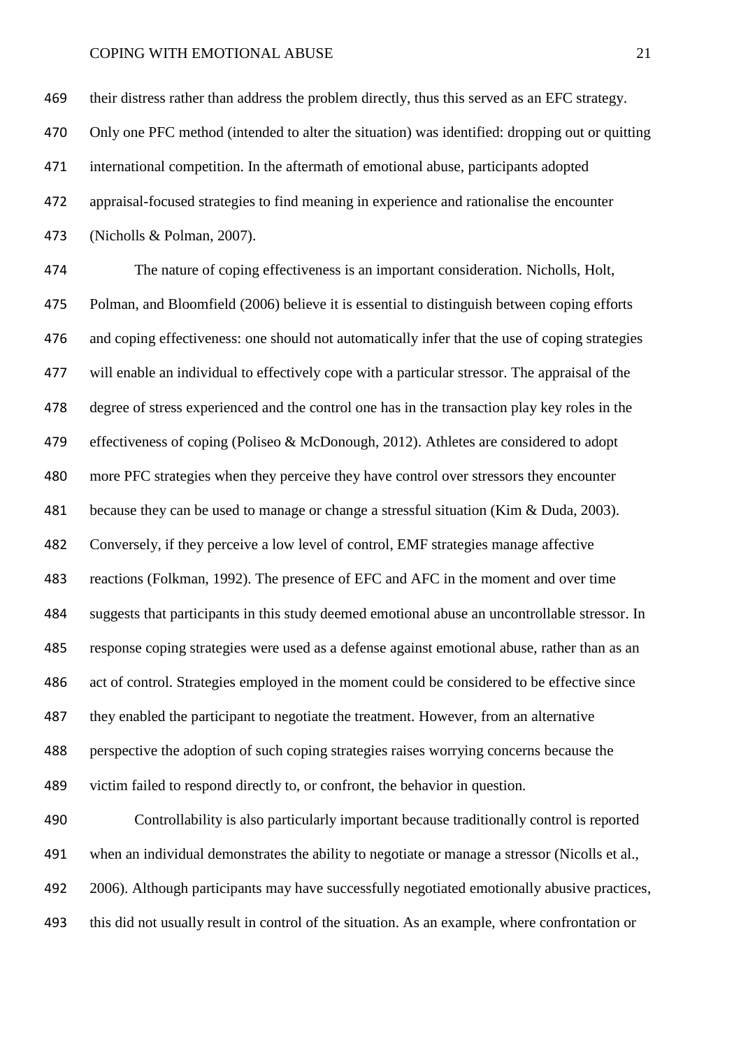their distress rather than address the problem directly, thus this served as an EFC strategy. Only one PFC method (intended to alter the situation) was identified: dropping out or quitting international competition. In the aftermath of emotional abuse, participants adopted appraisal-focused strategies to find meaning in experience and rationalise the encounter (Nicholls & Polman, 2007).

The nature of coping effectiveness is an important consideration. Nicholls, Holt, Polman, and Bloomfield (2006) believe it is essential to distinguish between coping efforts and coping effectiveness: one should not automatically infer that the use of coping strategies will enable an individual to effectively cope with a particular stressor. The appraisal of the degree of stress experienced and the control one has in the transaction play key roles in the effectiveness of coping (Poliseo & McDonough, 2012). Athletes are considered to adopt more PFC strategies when they perceive they have control over stressors they encounter because they can be used to manage or change a stressful situation (Kim & Duda, 2003). Conversely, if they perceive a low level of control, EMF strategies manage affective reactions (Folkman, 1992). The presence of EFC and AFC in the moment and over time suggests that participants in this study deemed emotional abuse an uncontrollable stressor. In response coping strategies were used as a defense against emotional abuse, rather than as an act of control. Strategies employed in the moment could be considered to be effective since they enabled the participant to negotiate the treatment. However, from an alternative perspective the adoption of such coping strategies raises worrying concerns because the victim failed to respond directly to, or confront, the behavior in question.

Controllability is also particularly important because traditionally control is reported when an individual demonstrates the ability to negotiate or manage a stressor (Nicolls et al., 2006). Although participants may have successfully negotiated emotionally abusive practices, this did not usually result in control of the situation. As an example, where confrontation or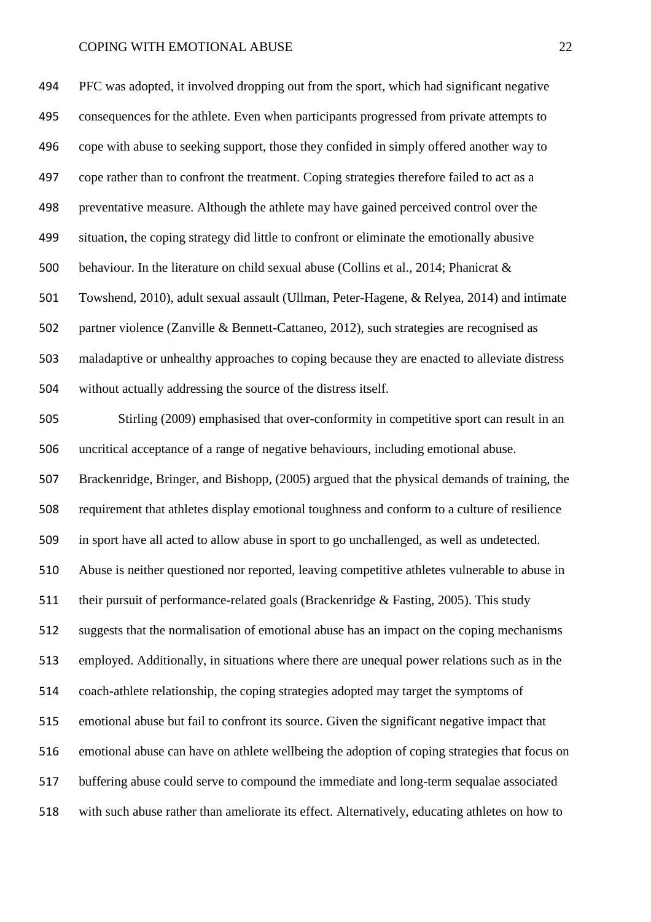PFC was adopted, it involved dropping out from the sport, which had significant negative consequences for the athlete. Even when participants progressed from private attempts to cope with abuse to seeking support, those they confided in simply offered another way to cope rather than to confront the treatment. Coping strategies therefore failed to act as a preventative measure. Although the athlete may have gained perceived control over the situation, the coping strategy did little to confront or eliminate the emotionally abusive behaviour. In the literature on child sexual abuse (Collins et al., 2014; Phanicrat & Towshend, 2010), adult sexual assault (Ullman, Peter-Hagene, & Relyea, 2014) and intimate partner violence (Zanville & Bennett-Cattaneo, 2012), such strategies are recognised as maladaptive or unhealthy approaches to coping because they are enacted to alleviate distress without actually addressing the source of the distress itself.

Stirling (2009) emphasised that over-conformity in competitive sport can result in an uncritical acceptance of a range of negative behaviours, including emotional abuse. Brackenridge, Bringer, and Bishopp, (2005) argued that the physical demands of training, the requirement that athletes display emotional toughness and conform to a culture of resilience in sport have all acted to allow abuse in sport to go unchallenged, as well as undetected. Abuse is neither questioned nor reported, leaving competitive athletes vulnerable to abuse in their pursuit of performance-related goals (Brackenridge & Fasting, 2005). This study suggests that the normalisation of emotional abuse has an impact on the coping mechanisms employed. Additionally, in situations where there are unequal power relations such as in the coach-athlete relationship, the coping strategies adopted may target the symptoms of emotional abuse but fail to confront its source. Given the significant negative impact that emotional abuse can have on athlete wellbeing the adoption of coping strategies that focus on buffering abuse could serve to compound the immediate and long-term sequalae associated with such abuse rather than ameliorate its effect. Alternatively, educating athletes on how to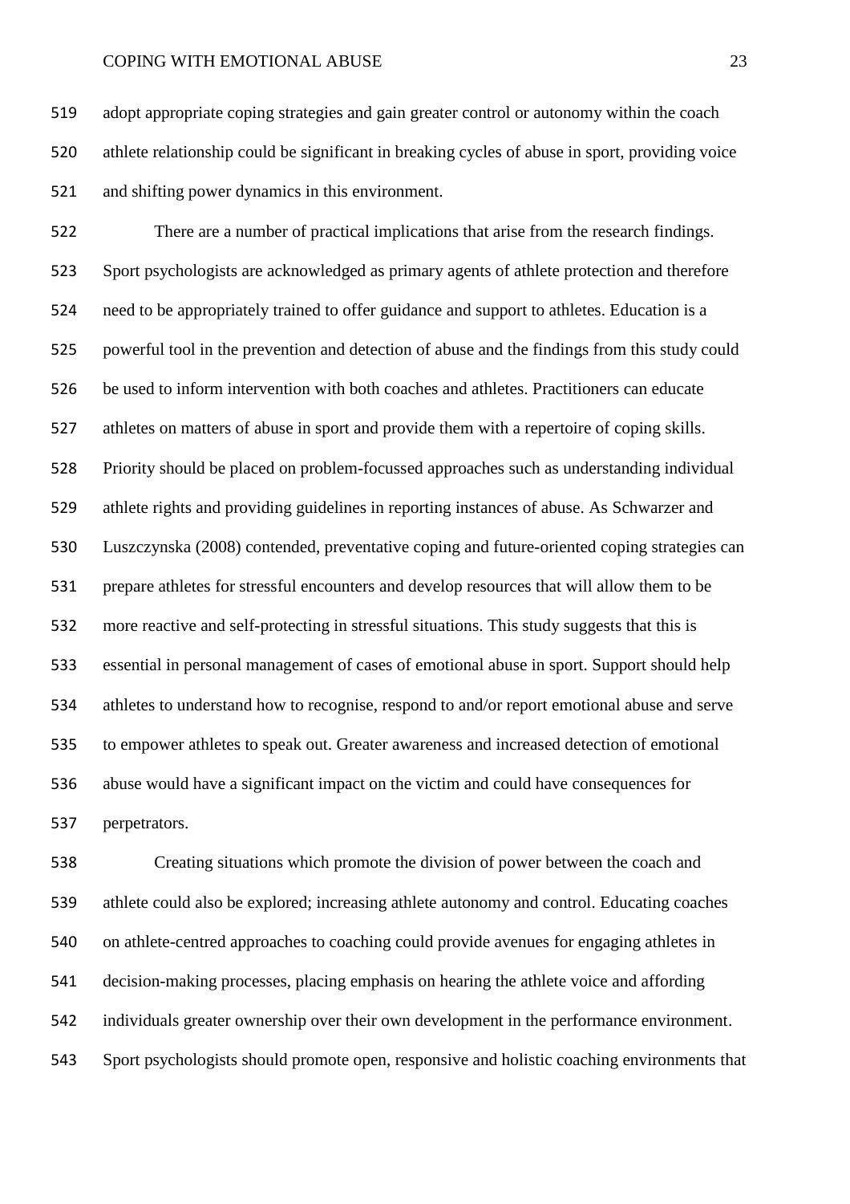adopt appropriate coping strategies and gain greater control or autonomy within the coach athlete relationship could be significant in breaking cycles of abuse in sport, providing voice and shifting power dynamics in this environment.

There are a number of practical implications that arise from the research findings. Sport psychologists are acknowledged as primary agents of athlete protection and therefore need to be appropriately trained to offer guidance and support to athletes. Education is a powerful tool in the prevention and detection of abuse and the findings from this study could be used to inform intervention with both coaches and athletes. Practitioners can educate athletes on matters of abuse in sport and provide them with a repertoire of coping skills. Priority should be placed on problem-focussed approaches such as understanding individual athlete rights and providing guidelines in reporting instances of abuse. As Schwarzer and Luszczynska (2008) contended, preventative coping and future-oriented coping strategies can prepare athletes for stressful encounters and develop resources that will allow them to be more reactive and self-protecting in stressful situations. This study suggests that this is essential in personal management of cases of emotional abuse in sport. Support should help athletes to understand how to recognise, respond to and/or report emotional abuse and serve to empower athletes to speak out. Greater awareness and increased detection of emotional abuse would have a significant impact on the victim and could have consequences for perpetrators.

Creating situations which promote the division of power between the coach and athlete could also be explored; increasing athlete autonomy and control. Educating coaches on athlete-centred approaches to coaching could provide avenues for engaging athletes in decision-making processes, placing emphasis on hearing the athlete voice and affording individuals greater ownership over their own development in the performance environment. Sport psychologists should promote open, responsive and holistic coaching environments that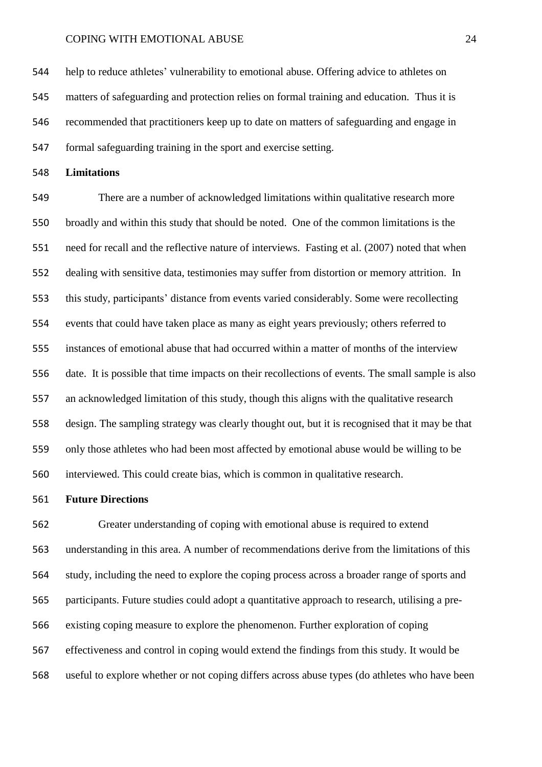help to reduce athletes' vulnerability to emotional abuse. Offering advice to athletes on matters of safeguarding and protection relies on formal training and education. Thus it is recommended that practitioners keep up to date on matters of safeguarding and engage in formal safeguarding training in the sport and exercise setting.

**Limitations**

There are a number of acknowledged limitations within qualitative research more broadly and within this study that should be noted. One of the common limitations is the need for recall and the reflective nature of interviews. Fasting et al. (2007) noted that when dealing with sensitive data, testimonies may suffer from distortion or memory attrition. In this study, participants' distance from events varied considerably. Some were recollecting events that could have taken place as many as eight years previously; others referred to instances of emotional abuse that had occurred within a matter of months of the interview date. It is possible that time impacts on their recollections of events. The small sample is also an acknowledged limitation of this study, though this aligns with the qualitative research design. The sampling strategy was clearly thought out, but it is recognised that it may be that only those athletes who had been most affected by emotional abuse would be willing to be interviewed. This could create bias, which is common in qualitative research.

**Future Directions**

Greater understanding of coping with emotional abuse is required to extend understanding in this area. A number of recommendations derive from the limitations of this study, including the need to explore the coping process across a broader range of sports and participants. Future studies could adopt a quantitative approach to research, utilising a pre-existing coping measure to explore the phenomenon. Further exploration of coping effectiveness and control in coping would extend the findings from this study. It would be useful to explore whether or not coping differs across abuse types (do athletes who have been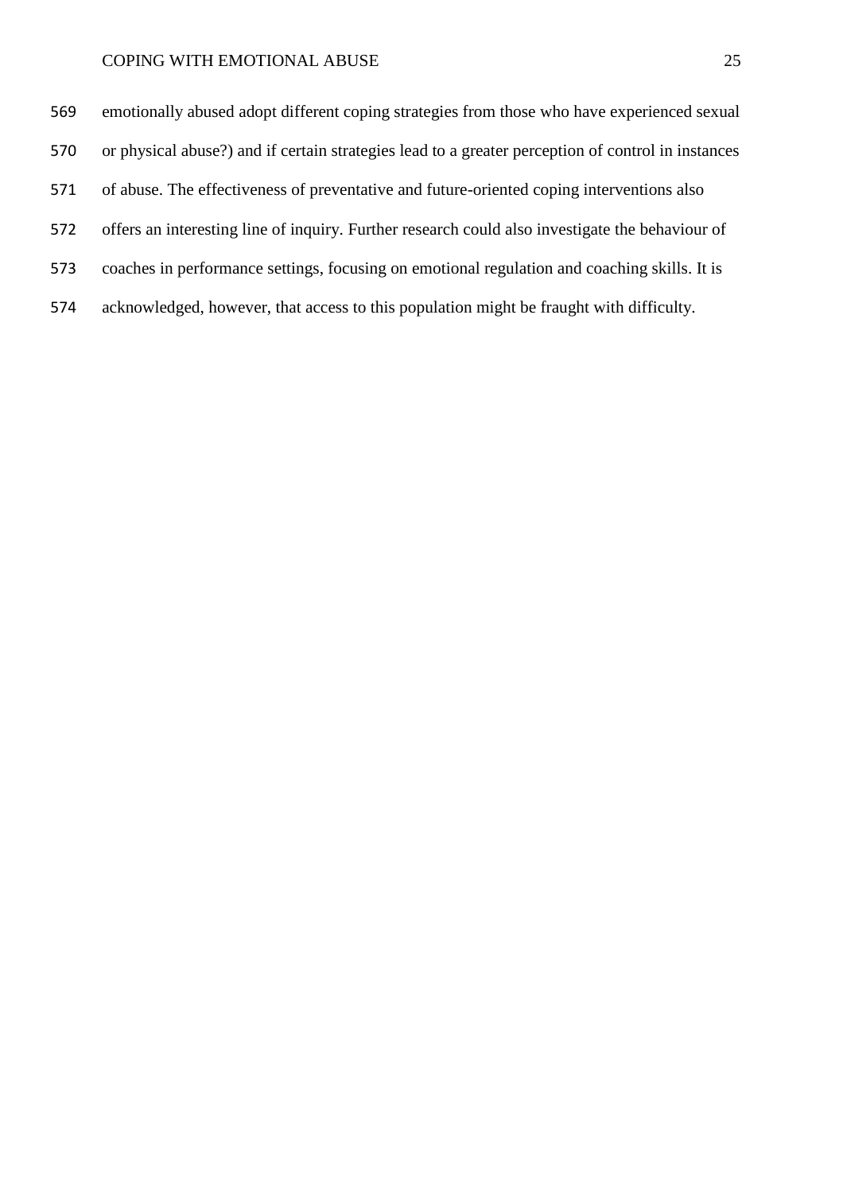emotionally abused adopt different coping strategies from those who have experienced sexual or physical abuse?) and if certain strategies lead to a greater perception of control in instances of abuse. The effectiveness of preventative and future-oriented coping interventions also offers an interesting line of inquiry. Further research could also investigate the behaviour of coaches in performance settings, focusing on emotional regulation and coaching skills. It is acknowledged, however, that access to this population might be fraught with difficulty.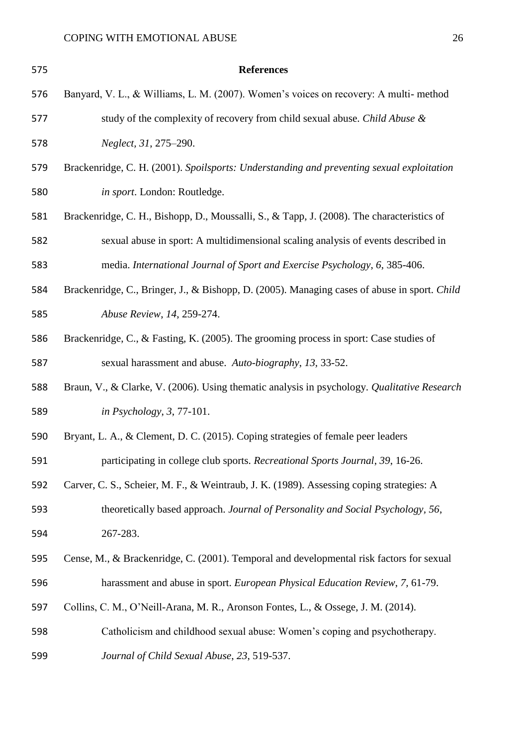## References

Banyard, V. L., & Williams, L. M. (2007). Women's voices on recovery: A multi- method study of the complexity of recovery from child sexual abuse. *Child Abuse & Neglect, 31*, 275–290.

Brackenridge, C. H. (2001). *Spoilsports: Understanding and preventing sexual exploitation in sport*. London: Routledge.

Brackenridge, C. H., Bishopp, D., Moussalli, S., & Tapp, J. (2008). The characteristics of sexual abuse in sport: A multidimensional scaling analysis of events described in media. *International Journal of Sport and Exercise Psychology*, *6*, 385-406.

Brackenridge, C., Bringer, J., & Bishopp, D. (2005). Managing cases of abuse in sport. *Child Abuse Review*, *14*, 259-274.

Brackenridge, C., & Fasting, K. (2005). The grooming process in sport: Case studies of sexual harassment and abuse. *Auto-biography*, *13*, 33-52.

Braun, V., & Clarke, V. (2006). Using thematic analysis in psychology. *Qualitative Research in Psychology*, *3*, 77-101.

Bryant, L. A., & Clement, D. C. (2015). Coping strategies of female peer leaders participating in college club sports. *Recreational Sports Journal*, *39*, 16-26.

Carver, C. S., Scheier, M. F., & Weintraub, J. K. (1989). Assessing coping strategies: A theoretically based approach. *Journal of Personality and Social Psychology*, *56*, 267-283.

Cense, M., & Brackenridge, C. (2001). Temporal and developmental risk factors for sexual harassment and abuse in sport. *European Physical Education Review*, *7*, 61-79.

Collins, C. M., O'Neill-Arana, M. R., Aronson Fontes, L., & Ossege, J. M. (2014). Catholicism and childhood sexual abuse: Women's coping and psychotherapy. *Journal of Child Sexual Abuse*, *23*, 519-537.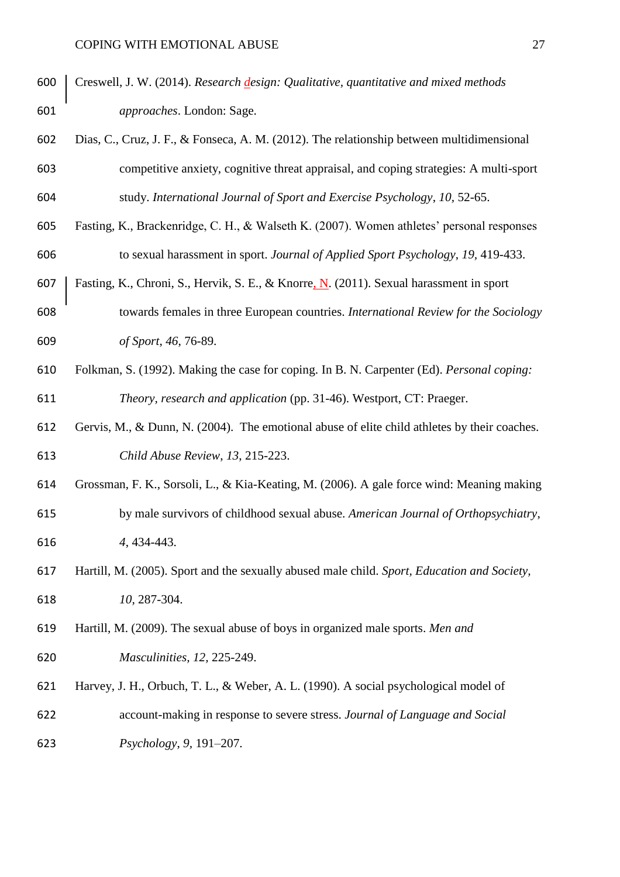Creswell, J. W. (2014). *Research design: Qualitative, quantitative and mixed methods approaches*. London: Sage.

Dias, C., Cruz, J. F., & Fonseca, A. M. (2012). The relationship between multidimensional competitive anxiety, cognitive threat appraisal, and coping strategies: A multi-sport study. *International Journal of Sport and Exercise Psychology, 10,* 52-65.

Fasting, K., Brackenridge, C. H., & Walseth K. (2007). Women athletes' personal responses to sexual harassment in sport. *Journal of Applied Sport Psychology, 19,* 419-433.

Fasting, K., Chroni, S., Hervik, S. E., & Knorre, N. (2011). Sexual harassment in sport towards females in three European countries. *International Review for the Sociology of Sport, 46*, 76-89.

Folkman, S. (1992). Making the case for coping. In B. N. Carpenter (Ed). *Personal coping: Theory, research and application* (pp. 31-46). Westport, CT: Praeger.

Gervis, M., & Dunn, N. (2004). The emotional abuse of elite child athletes by their coaches. *Child Abuse Review, 13*, 215-223.

Grossman, F. K., Sorsoli, L., & Kia-Keating, M. (2006). A gale force wind: Meaning making by male survivors of childhood sexual abuse. *American Journal of Orthopsychiatry, 4*, 434-443.

Hartill, M. (2005). Sport and the sexually abused male child. *Sport, Education and Society, 10,* 287-304.

Hartill, M. (2009). The sexual abuse of boys in organized male sports. *Men and Masculinities, 12,* 225-249.

Harvey, J. H., Orbuch, T. L., & Weber, A. L. (1990). A social psychological model of account-making in response to severe stress. *Journal of Language and Social Psychology, 9,* 191–207.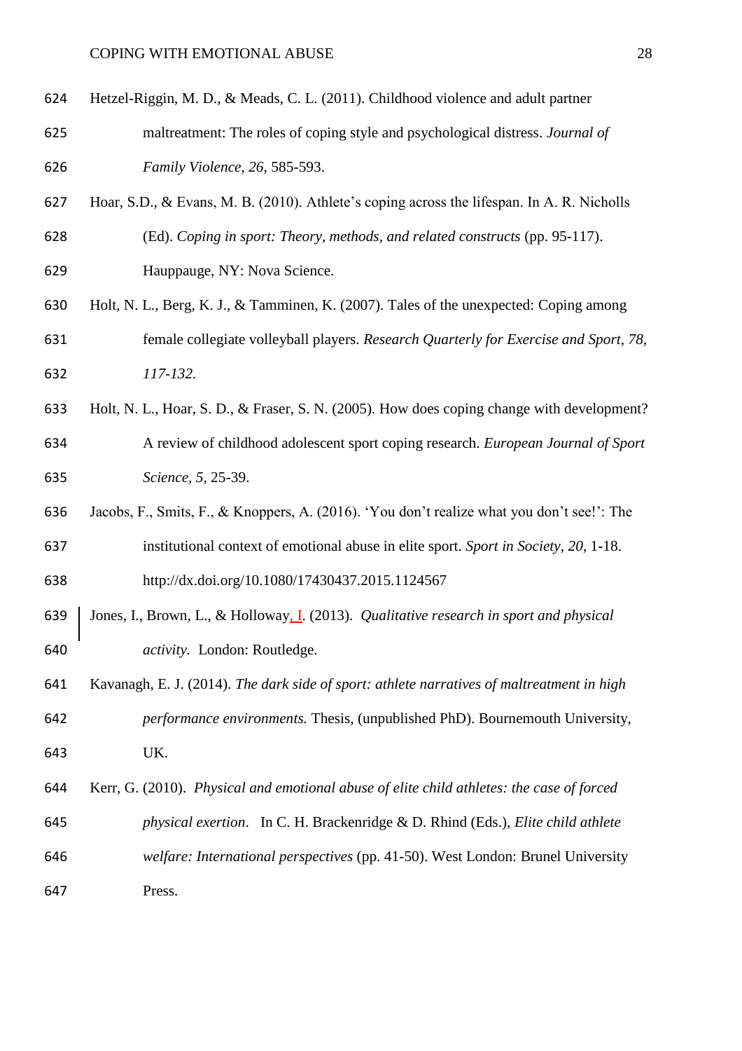Hetzel-Riggin, M. D., & Meads, C. L. (2011). Childhood violence and adult partner maltreatment: The roles of coping style and psychological distress. *Journal of Family Violence, 26*, 585-593.

Hoar, S.D., & Evans, M. B. (2010). Athlete's coping across the lifespan. In A. R. Nicholls (Ed). *Coping in sport: Theory, methods, and related constructs* (pp. 95-117). Hauppauge, NY: Nova Science.

Holt, N. L., Berg, K. J., & Tamminen, K. (2007). Tales of the unexpected: Coping among female collegiate volleyball players. *Research Quarterly for Exercise and Sport, 78, 117-132.*

Holt, N. L., Hoar, S. D., & Fraser, S. N. (2005). How does coping change with development? A review of childhood adolescent sport coping research. *European Journal of Sport Science, 5*, 25-39.

Jacobs, F., Smits, F., & Knoppers, A. (2016). 'You don't realize what you don't see!': The institutional context of emotional abuse in elite sport. *Sport in Society*, *20*, 1-18. http://dx.doi.org/10.1080/17430437.2015.1124567

Jones, I., Brown, L., & Holloway, I. (2013). *Qualitative research in sport and physical activity.* London: Routledge.

Kavanagh, E. J. (2014). *The dark side of sport: athlete narratives of maltreatment in high performance environments.* Thesis, (unpublished PhD). Bournemouth University, UK.

Kerr, G. (2010). *Physical and emotional abuse of elite child athletes: the case of forced physical exertion*. In C. H. Brackenridge & D. Rhind (Eds.), *Elite child athlete welfare: International perspectives* (pp. 41-50). West London: Brunel University Press.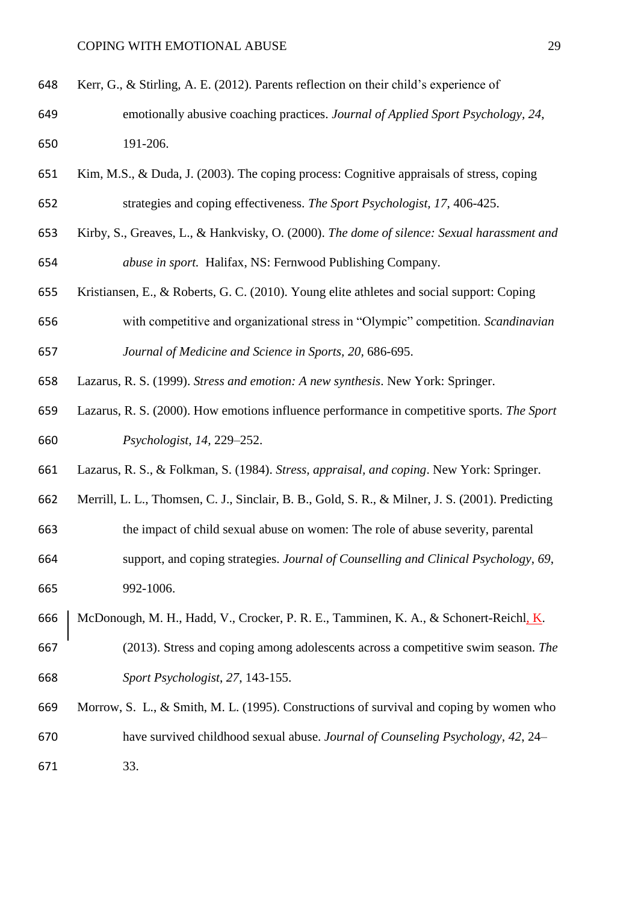Kerr, G., & Stirling, A. E. (2012). Parents reflection on their child's experience of emotionally abusive coaching practices. *Journal of Applied Sport Psychology, 24,* 191-206.

Kim, M.S., & Duda, J. (2003). The coping process: Cognitive appraisals of stress, coping strategies and coping effectiveness. *The Sport Psychologist, 17*, 406-425.

Kirby, S., Greaves, L., & Hankvisky, O. (2000). *The dome of silence: Sexual harassment and abuse in sport.* Halifax, NS: Fernwood Publishing Company.

Kristiansen, E., & Roberts, G. C. (2010). Young elite athletes and social support: Coping with competitive and organizational stress in "Olympic" competition. *Scandinavian Journal of Medicine and Science in Sports, 20*, 686-695.

Lazarus, R. S. (1999). *Stress and emotion: A new synthesis*. New York: Springer.

Lazarus, R. S. (2000). How emotions influence performance in competitive sports. *The Sport Psychologist, 14,* 229–252.

Lazarus, R. S., & Folkman, S. (1984). *Stress, appraisal, and coping*. New York: Springer.

Merrill, L. L., Thomsen, C. J., Sinclair, B. B., Gold, S. R., & Milner, J. S. (2001). Predicting the impact of child sexual abuse on women: The role of abuse severity, parental support, and coping strategies. *Journal of Counselling and Clinical Psychology*, *69*, 992-1006.

McDonough, M. H., Hadd, V., Crocker, P. R. E., Tamminen, K. A., & Schonert-Reichl, K. (2013). Stress and coping among adolescents across a competitive swim season. *The Sport Psychologist*, *27*, 143-155.

Morrow, S. L., & Smith, M. L. (1995). Constructions of survival and coping by women who have survived childhood sexual abuse. *Journal of Counseling Psychology*, *42*, 24–33.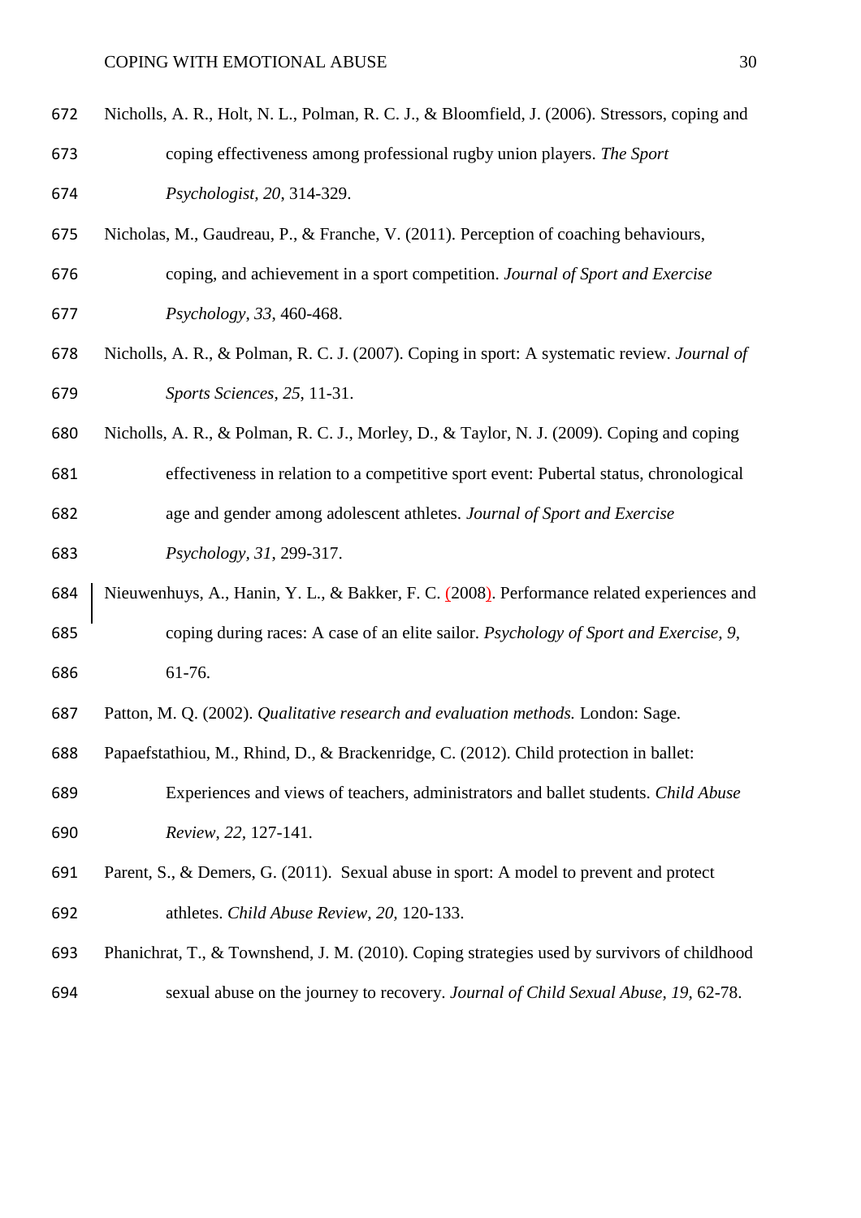Nicholls, A. R., Holt, N. L., Polman, R. C. J., & Bloomfield, J. (2006). Stressors, coping and coping effectiveness among professional rugby union players. *The Sport Psychologist*, *20*, 314-329.

Nicholas, M., Gaudreau, P., & Franche, V. (2011). Perception of coaching behaviours, coping, and achievement in a sport competition. *Journal of Sport and Exercise Psychology*, *33*, 460-468.

Nicholls, A. R., & Polman, R. C. J. (2007). Coping in sport: A systematic review. *Journal of Sports Sciences*, *25*, 11-31.

Nicholls, A. R., & Polman, R. C. J., Morley, D., & Taylor, N. J. (2009). Coping and coping effectiveness in relation to a competitive sport event: Pubertal status, chronological age and gender among adolescent athletes. *Journal of Sport and Exercise Psychology*, *31*, 299-317.

Nieuwenhuys, A., Hanin, Y. L., & Bakker, F. C. (2008). Performance related experiences and coping during races: A case of an elite sailor. *Psychology of Sport and Exercise, 9*, 61-76.

Patton, M. Q. (2002). *Qualitative research and evaluation methods.* London: Sage.

Papaefstathiou, M., Rhind, D., & Brackenridge, C. (2012). Child protection in ballet: Experiences and views of teachers, administrators and ballet students. *Child Abuse Review*, *22*, 127-141.

Parent, S., & Demers, G. (2011). Sexual abuse in sport: A model to prevent and protect athletes. *Child Abuse Review*, *20*, 120-133.

Phanichrat, T., & Townshend, J. M. (2010). Coping strategies used by survivors of childhood sexual abuse on the journey to recovery. *Journal of Child Sexual Abuse, 19*, 62-78.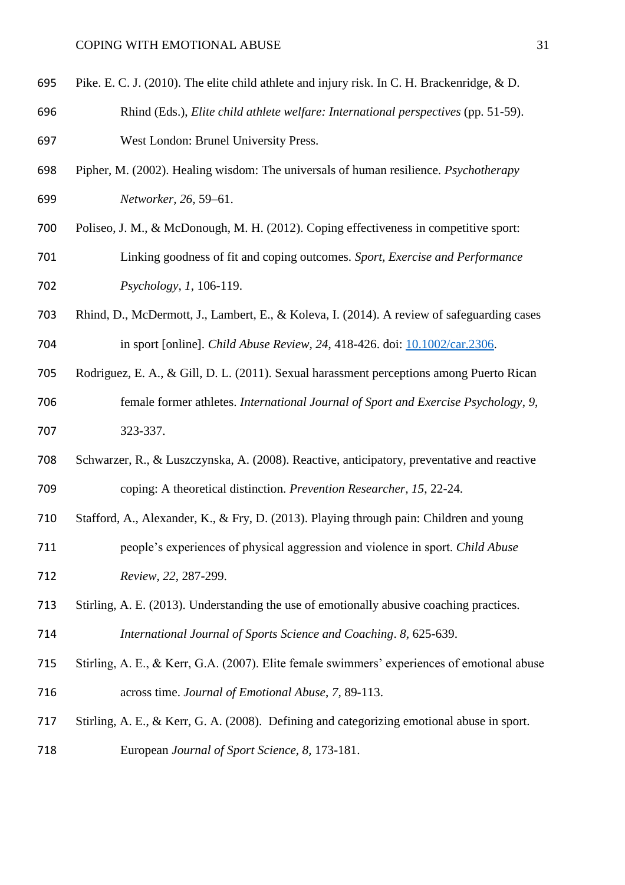Pike. E. C. J. (2010). The elite child athlete and injury risk. In C. H. Brackenridge, & D. Rhind (Eds.), *Elite child athlete welfare: International perspectives* (pp. 51-59). West London: Brunel University Press.

Pipher, M. (2002). Healing wisdom: The universals of human resilience. *Psychotherapy Networker, 26,* 59–61.

Poliseo, J. M., & McDonough, M. H. (2012). Coping effectiveness in competitive sport: Linking goodness of fit and coping outcomes. *Sport, Exercise and Performance Psychology*, *1*, 106-119.

Rhind, D., McDermott, J., Lambert, E., & Koleva, I. (2014). A review of safeguarding cases in sport [online]. *Child Abuse Review, 24,* 418-426. doi: [10.1002/car.2306](10.1002/car.2306).

Rodriguez, E. A., & Gill, D. L. (2011). Sexual harassment perceptions among Puerto Rican female former athletes. *International Journal of Sport and Exercise Psychology*, *9*, 323-337.

Schwarzer, R., & Luszczynska, A. (2008). Reactive, anticipatory, preventative and reactive coping: A theoretical distinction. *Prevention Researcher, 15*, 22-24.

Stafford, A., Alexander, K., & Fry, D. (2013). Playing through pain: Children and young people's experiences of physical aggression and violence in sport. *Child Abuse Review*, *22*, 287-299.

Stirling, A. E. (2013). Understanding the use of emotionally abusive coaching practices. *International Journal of Sports Science and Coaching*. *8,* 625-639.

Stirling, A. E., & Kerr, G.A. (2007). Elite female swimmers' experiences of emotional abuse across time. *Journal of Emotional Abuse*, *7,* 89-113.

Stirling, A. E., & Kerr, G. A. (2008). Defining and categorizing emotional abuse in sport. European *Journal of Sport Science, 8,* 173-181.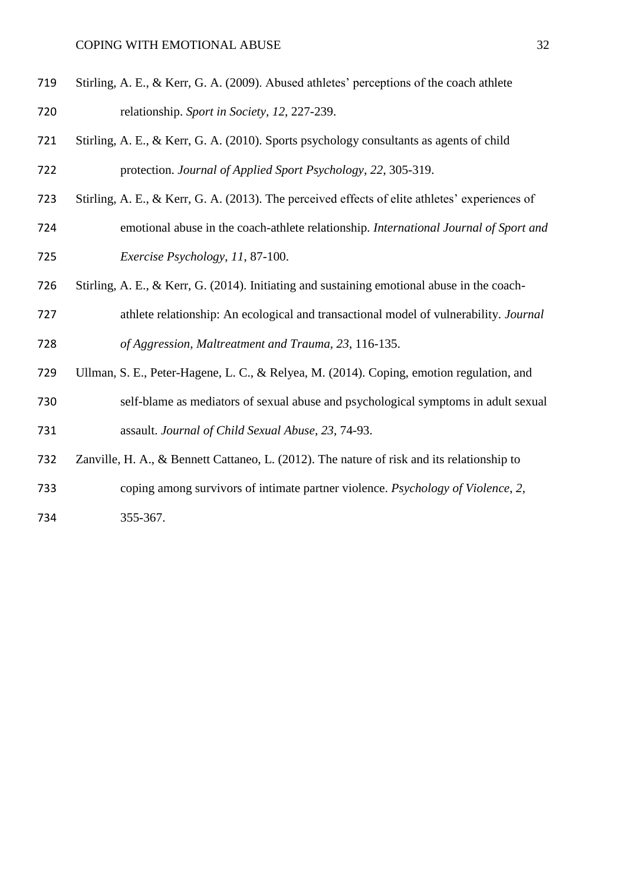Stirling, A. E., & Kerr, G. A. (2009). Abused athletes' perceptions of the coach athlete relationship. *Sport in Society, 12,* 227-239.

Stirling, A. E., & Kerr, G. A. (2010). Sports psychology consultants as agents of child protection. *Journal of Applied Sport Psychology, 22*, 305-319.

Stirling, A. E., & Kerr, G. A. (2013). The perceived effects of elite athletes' experiences of emotional abuse in the coach-athlete relationship. *International Journal of Sport and Exercise Psychology*, *11*, 87-100.

Stirling, A. E., & Kerr, G. (2014). Initiating and sustaining emotional abuse in the coach-athlete relationship: An ecological and transactional model of vulnerability. *Journal of Aggression, Maltreatment and Trauma*, *23*, 116-135.

Ullman, S. E., Peter-Hagene, L. C., & Relyea, M. (2014). Coping, emotion regulation, and self-blame as mediators of sexual abuse and psychological symptoms in adult sexual assault. *Journal of Child Sexual Abuse*, *23*, 74-93.

Zanville, H. A., & Bennett Cattaneo, L. (2012). The nature of risk and its relationship to coping among survivors of intimate partner violence. *Psychology of Violence*, *2*, 355-367.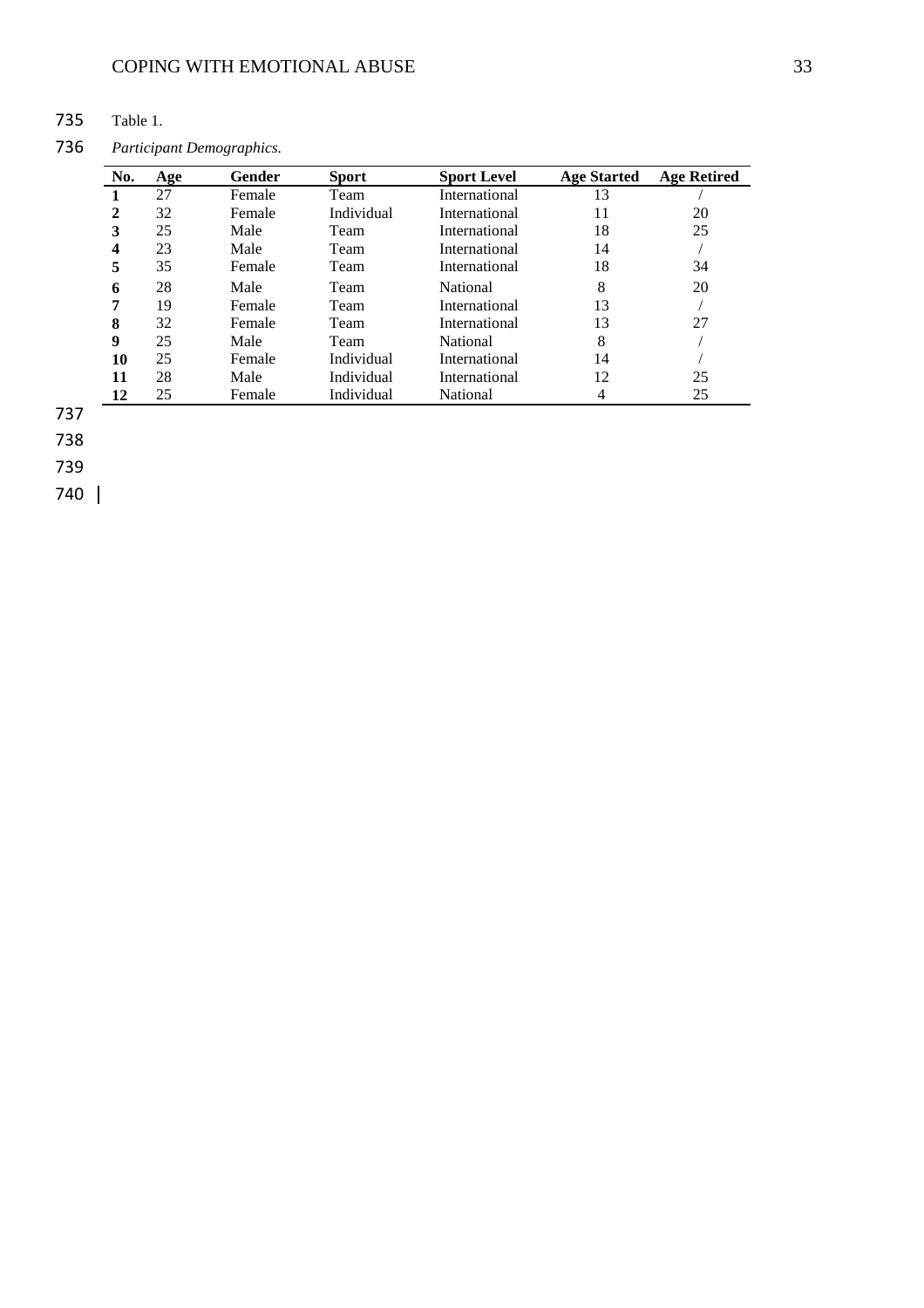Table 1.

*Participant Demographics.*

| No. | Age | Gender | Sport | Sport Level | Age Started | Age Retired |
|---|---|---|---|---|---|---|
| **1** | 27 | Female | Team | International | 13 | / |
| **2** | 32 | Female | Individual | International | 11 | 20 |
| **3** | 25 | Male | Team | International | 18 | 25 |
| **4** | 23 | Male | Team | International | 14 | / |
| **5** | 35 | Female | Team | International | 18 | 34 |
| **6** | 28 | Male | Team | National | 8 | 20 |
| **7** | 19 | Female | Team | International | 13 | / |
| **8** | 32 | Female | Team | International | 13 | 27 |
| **9** | 25 | Male | Team | National | 8 | / |
| **10** | 25 | Female | Individual | International | 14 | / |
| **11** | 28 | Male | Individual | International | 12 | 25 |
| **12** | 25 | Female | Individual | National | 4 | 25 |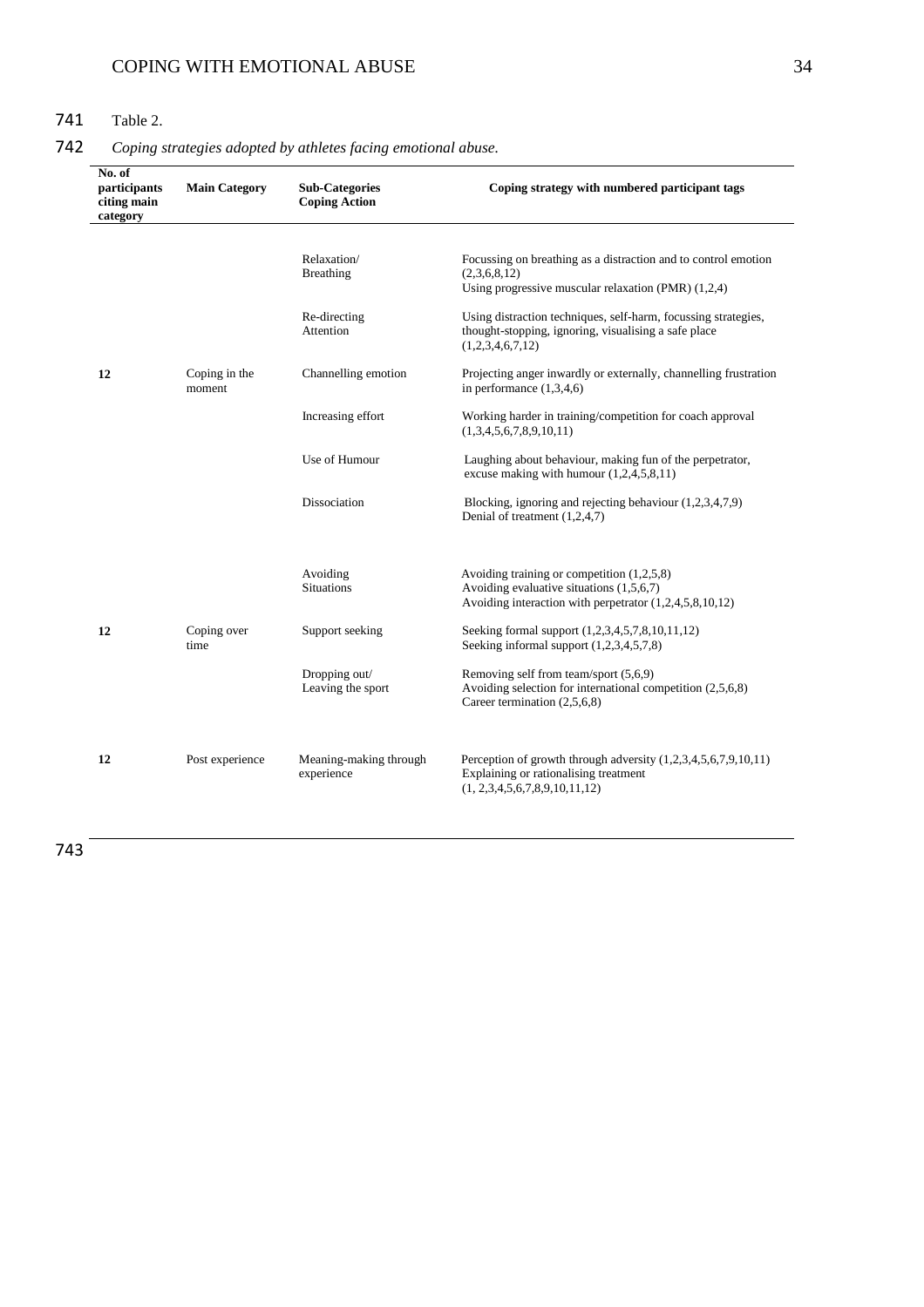Table 2.

*Coping strategies adopted by athletes facing emotional abuse.*

| No. of participants citing main category | Main Category | Sub-Categories Coping Action | Coping strategy with numbered participant tags |
|---|---|---|---|
| | | Relaxation/ Breathing | Focussing on breathing as a distraction and to control emotion (2,3,6,8,12)<br>Using progressive muscular relaxation (PMR) (1,2,4) |
| | | Re-directing Attention | Using distraction techniques, self-harm, focussing strategies, thought-stopping, ignoring, visualising a safe place (1,2,3,4,6,7,12) |
| **12** | Coping in the moment | Channelling emotion | Projecting anger inwardly or externally, channelling frustration in performance (1,3,4,6) |
| | | Increasing effort | Working harder in training/competition for coach approval (1,3,4,5,6,7,8,9,10,11) |
| | | Use of Humour | Laughing about behaviour, making fun of the perpetrator, excuse making with humour (1,2,4,5,8,11) |
| | | Dissociation | Blocking, ignoring and rejecting behaviour (1,2,3,4,7,9)<br>Denial of treatment (1,2,4,7) |
| | | Avoiding Situations | Avoiding training or competition (1,2,5,8)<br>Avoiding evaluative situations (1,5,6,7)<br>Avoiding interaction with perpetrator (1,2,4,5,8,10,12) |
| **12** | Coping over time | Support seeking | Seeking formal support (1,2,3,4,5,7,8,10,11,12)<br>Seeking informal support (1,2,3,4,5,7,8) |
| | | Dropping out/ Leaving the sport | Removing self from team/sport (5,6,9)<br>Avoiding selection for international competition (2,5,6,8)<br>Career termination (2,5,6,8) |
| **12** | Post experience | Meaning-making through experience | Perception of growth through adversity (1,2,3,4,5,6,7,9,10,11)<br>Explaining or rationalising treatment (1, 2,3,4,5,6,7,8,9,10,11,12) |